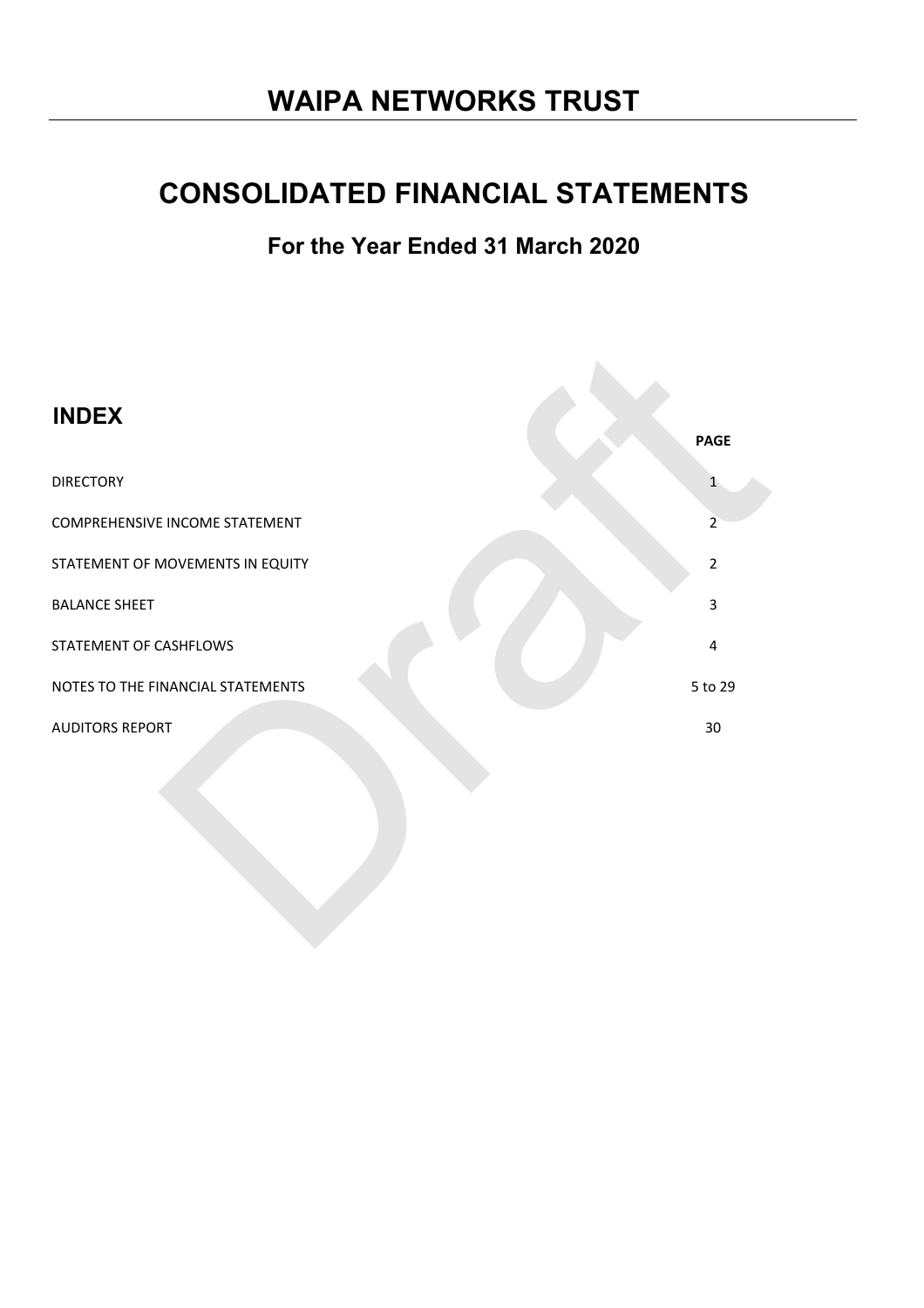# WAIPA NETWORKS TRUST

# CONSOLIDATED FINANCIAL STATEMENTS

## For the Year Ended 31 March 2020

## INDEX

| | PAGE |
|---|---|
| DIRECTORY | 1 |
| COMPREHENSIVE INCOME STATEMENT | 2 |
| STATEMENT OF MOVEMENTS IN EQUITY | 2 |
| BALANCE SHEET | 3 |
| STATEMENT OF CASHFLOWS | 4 |
| NOTES TO THE FINANCIAL STATEMENTS | 5 to 29 |
| AUDITORS REPORT | 30 |

Draft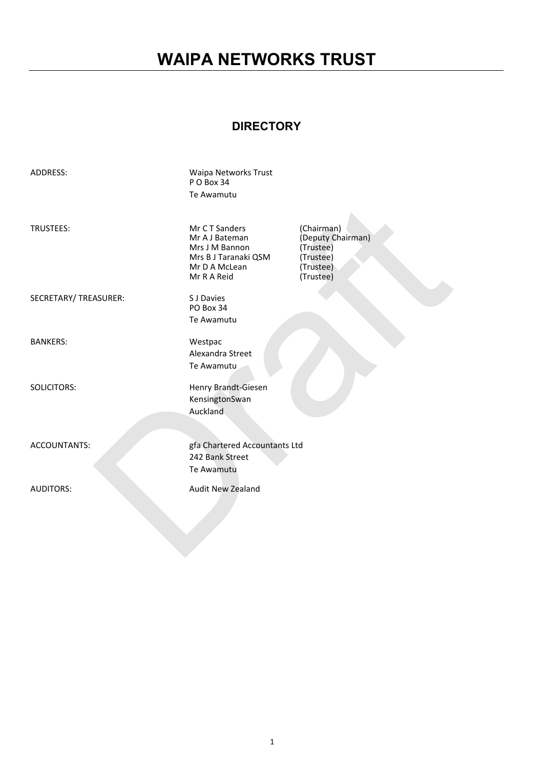# WAIPA NETWORKS TRUST

## DIRECTORY

| | | |
|---|---|---|
| ADDRESS: | Waipa Networks Trust<br>P O Box 34<br>Te Awamutu | |
| TRUSTEES: | Mr C T Sanders | (Chairman) |
| | Mr A J Bateman | (Deputy Chairman) |
| | Mrs J M Bannon | (Trustee) |
| | Mrs B J Taranaki QSM | (Trustee) |
| | Mr D A McLean | (Trustee) |
| | Mr R A Reid | (Trustee) |
| SECRETARY/ TREASURER: | S J Davies<br>PO Box 34<br>Te Awamutu | |
| BANKERS: | Westpac<br>Alexandra Street<br>Te Awamutu | |
| SOLICITORS: | Henry Brandt-Giesen<br>KensingtonSwan<br>Auckland | |
| ACCOUNTANTS: | gfa Chartered Accountants Ltd<br>242 Bank Street<br>Te Awamutu | |
| AUDITORS: | Audit New Zealand | |

Draft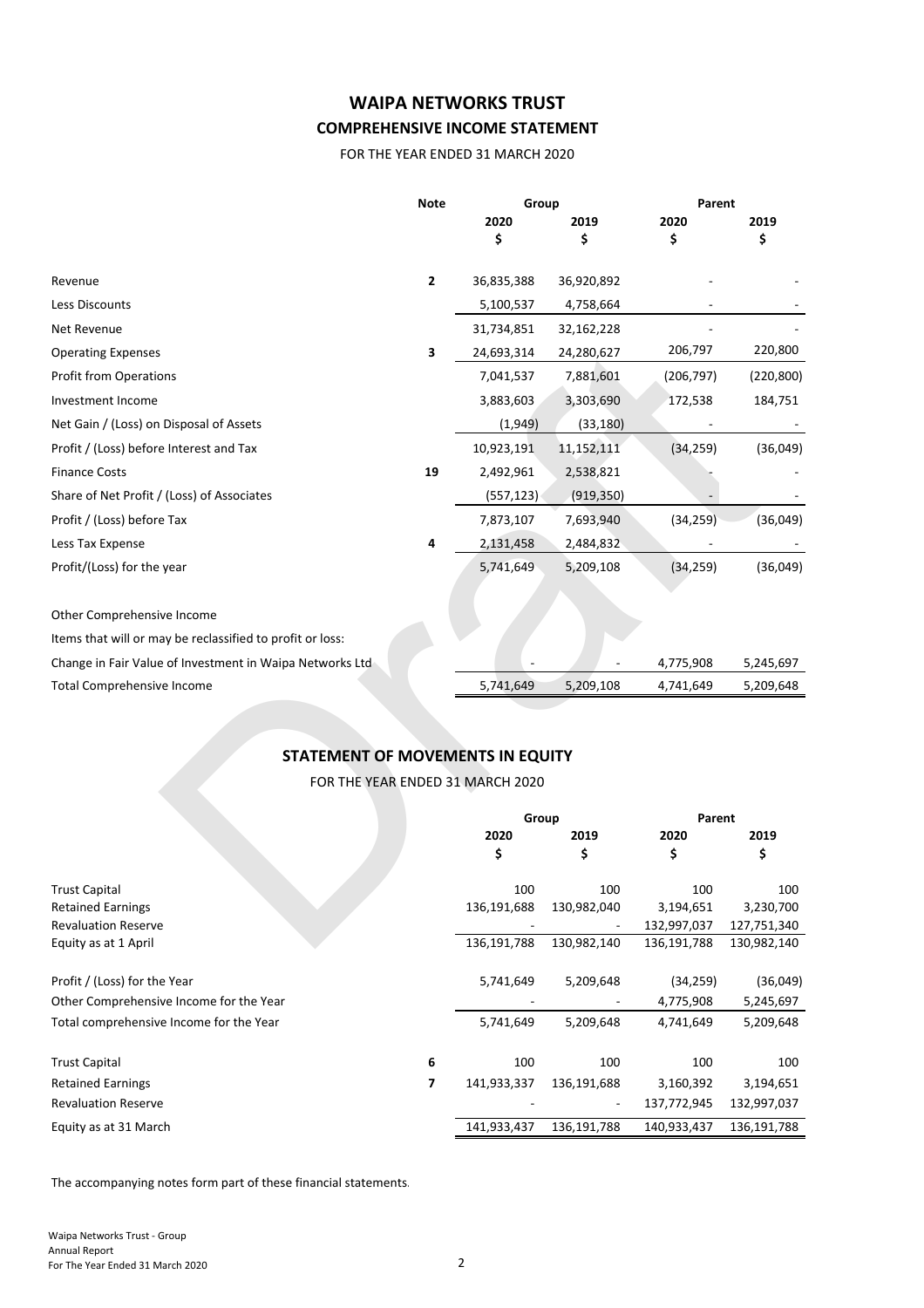# WAIPA NETWORKS TRUST

## COMPREHENSIVE INCOME STATEMENT

FOR THE YEAR ENDED 31 MARCH 2020

| | Note | Group | | Parent | |
|---|---|---|---|---|---|
| | | 2020 | 2019 | 2020 | 2019 |
| | | $ | $ | $ | $ |
| Revenue | 2 | 36,835,388 | 36,920,892 | - | - |
| Less Discounts | | 5,100,537 | 4,758,664 | - | - |
| Net Revenue | | 31,734,851 | 32,162,228 | - | - |
| Operating Expenses | 3 | 24,693,314 | 24,280,627 | 206,797 | 220,800 |
| Profit from Operations | | 7,041,537 | 7,881,601 | (206,797) | (220,800) |
| Investment Income | | 3,883,603 | 3,303,690 | 172,538 | 184,751 |
| Net Gain / (Loss) on Disposal of Assets | | (1,949) | (33,180) | - | - |
| Profit / (Loss) before Interest and Tax | | 10,923,191 | 11,152,111 | (34,259) | (36,049) |
| Finance Costs | 19 | 2,492,961 | 2,538,821 | - | - |
| Share of Net Profit / (Loss) of Associates | | (557,123) | (919,350) | - | - |
| Profit / (Loss) before Tax | | 7,873,107 | 7,693,940 | (34,259) | (36,049) |
| Less Tax Expense | 4 | 2,131,458 | 2,484,832 | - | - |
| Profit/(Loss) for the year | | 5,741,649 | 5,209,108 | (34,259) | (36,049) |
| | | | | | |
| Other Comprehensive Income | | | | | |
| Items that will or may be reclassified to profit or loss: | | | | | |
| Change in Fair Value of Investment in Waipa Networks Ltd | | - | - | 4,775,908 | 5,245,697 |
| Total Comprehensive Income | | 5,741,649 | 5,209,108 | 4,741,649 | 5,209,648 |

## STATEMENT OF MOVEMENTS IN EQUITY

FOR THE YEAR ENDED 31 MARCH 2020

| | | Group | | Parent | |
|---|---|---|---|---|---|
| | | 2020 | 2019 | 2020 | 2019 |
| | | $ | $ | $ | $ |
| Trust Capital | | 100 | 100 | 100 | 100 |
| Retained Earnings | | 136,191,688 | 130,982,040 | 3,194,651 | 3,230,700 |
| Revaluation Reserve | | - | - | 132,997,037 | 127,751,340 |
| Equity as at 1 April | | 136,191,788 | 130,982,140 | 136,191,788 | 130,982,140 |
| | | | | | |
| Profit / (Loss) for the Year | | 5,741,649 | 5,209,648 | (34,259) | (36,049) |
| Other Comprehensive Income for the Year | | - | - | 4,775,908 | 5,245,697 |
| Total comprehensive Income for the Year | | 5,741,649 | 5,209,648 | 4,741,649 | 5,209,648 |
| | | | | | |
| Trust Capital | 6 | 100 | 100 | 100 | 100 |
| Retained Earnings | 7 | 141,933,337 | 136,191,688 | 3,160,392 | 3,194,651 |
| Revaluation Reserve | | - | - | 137,772,945 | 132,997,037 |
| Equity as at 31 March | | 141,933,437 | 136,191,788 | 140,933,437 | 136,191,788 |

The accompanying notes form part of these financial statements.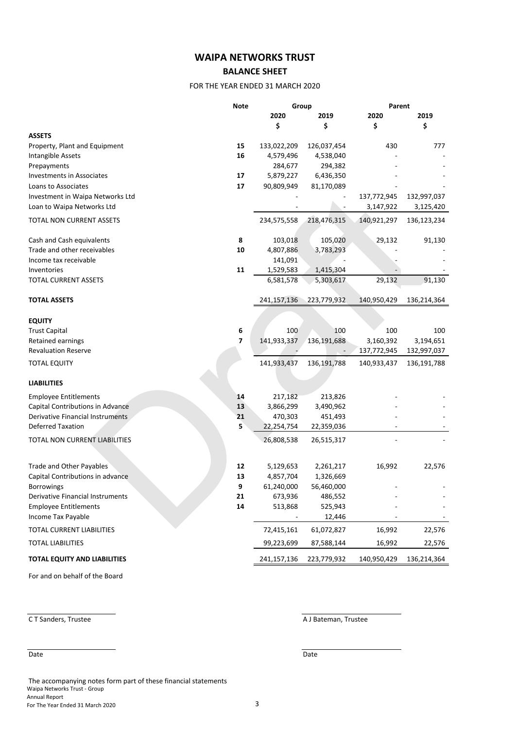# WAIPA NETWORKS TRUST

## BALANCE SHEET

FOR THE YEAR ENDED 31 MARCH 2020

| | Note | Group | | Parent | |
|---|---|---|---|---|---|
| | | 2020 | 2019 | 2020 | 2019 |
| | | $ | $ | $ | $ |
| **ASSETS** | | | | | |
| Property, Plant and Equipment | 15 | 133,022,209 | 126,037,454 | 430 | 777 |
| Intangible Assets | 16 | 4,579,496 | 4,538,040 | - | - |
| Prepayments | | 284,677 | 294,382 | - | - |
| Investments in Associates | 17 | 5,879,227 | 6,436,350 | - | - |
| Loans to Associates | 17 | 90,809,949 | 81,170,089 | - | - |
| Investment in Waipa Networks Ltd | | - | - | 137,772,945 | 132,997,037 |
| Loan to Waipa Networks Ltd | | - | - | 3,147,922 | 3,125,420 |
| TOTAL NON CURRENT ASSETS | | 234,575,558 | 218,476,315 | 140,921,297 | 136,123,234 |
| Cash and Cash equivalents | 8 | 103,018 | 105,020 | 29,132 | 91,130 |
| Trade and other receivables | 10 | 4,807,886 | 3,783,293 | - | - |
| Income tax receivable | | 141,091 | - | - | - |
| Inventories | 11 | 1,529,583 | 1,415,304 | - | - |
| TOTAL CURRENT ASSETS | | 6,581,578 | 5,303,617 | 29,132 | 91,130 |
| **TOTAL ASSETS** | | 241,157,136 | 223,779,932 | 140,950,429 | 136,214,364 |
| **EQUITY** | | | | | |
| Trust Capital | 6 | 100 | 100 | 100 | 100 |
| Retained earnings | 7 | 141,933,337 | 136,191,688 | 3,160,392 | 3,194,651 |
| Revaluation Reserve | | - | - | 137,772,945 | 132,997,037 |
| TOTAL EQUITY | | 141,933,437 | 136,191,788 | 140,933,437 | 136,191,788 |
| **LIABILITIES** | | | | | |
| Employee Entitlements | 14 | 217,182 | 213,826 | - | - |
| Capital Contributions in Advance | 13 | 3,866,299 | 3,490,962 | - | - |
| Derivative Financial Instruments | 21 | 470,303 | 451,493 | - | - |
| Deferred Taxation | 5 | 22,254,754 | 22,359,036 | - | - |
| TOTAL NON CURRENT LIABILITIES | | 26,808,538 | 26,515,317 | - | - |
| Trade and Other Payables | 12 | 5,129,653 | 2,261,217 | 16,992 | 22,576 |
| Capital Contributions in advance | 13 | 4,857,704 | 1,326,669 | | |
| Borrowings | 9 | 61,240,000 | 56,460,000 | - | - |
| Derivative Financial Instruments | 21 | 673,936 | 486,552 | - | - |
| Employee Entitlements | 14 | 513,868 | 525,943 | - | - |
| Income Tax Payable | | - | 12,446 | - | - |
| TOTAL CURRENT LIABILITIES | | 72,415,161 | 61,072,827 | 16,992 | 22,576 |
| TOTAL LIABILITIES | | 99,223,699 | 87,588,144 | 16,992 | 22,576 |
| **TOTAL EQUITY AND LIABILITIES** | | 241,157,136 | 223,779,932 | 140,950,429 | 136,214,364 |

For and on behalf of the Board

C T Sanders, Trustee

A J Bateman, Trustee

Date

Date

The accompanying notes form part of these financial statements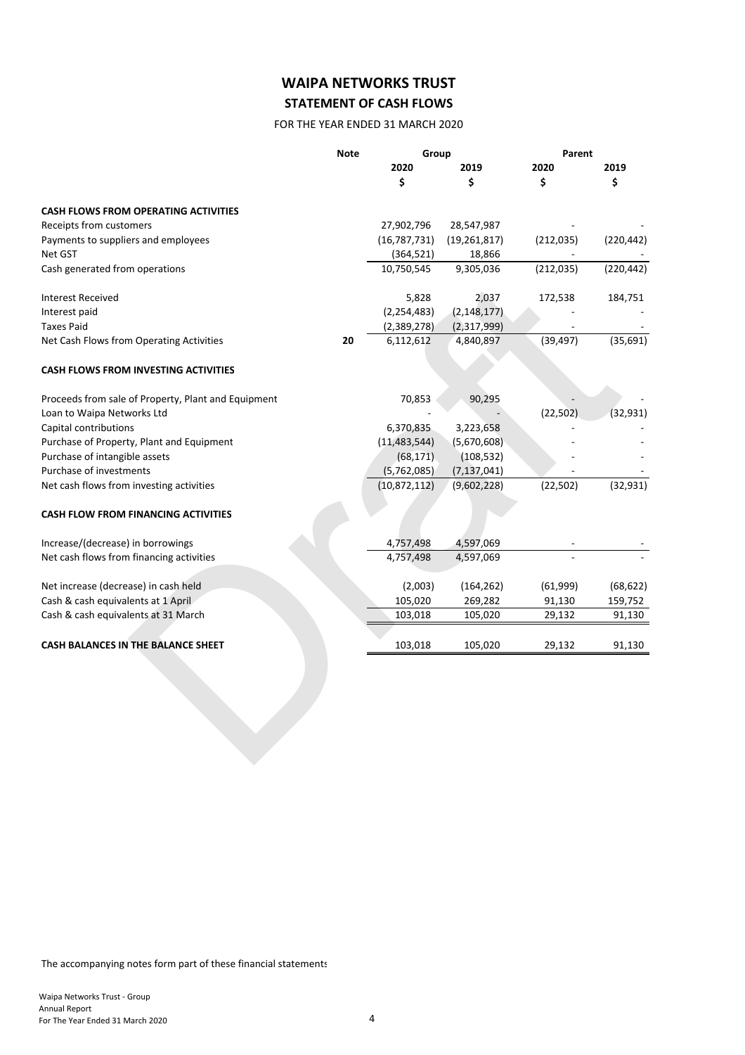# WAIPA NETWORKS TRUST

## STATEMENT OF CASH FLOWS

FOR THE YEAR ENDED 31 MARCH 2020

| | Note | Group | | Parent | |
|---|---|---|---|---|---|
| | | 2020 | 2019 | 2020 | 2019 |
| | | $ | $ | $ | $ |
| **CASH FLOWS FROM OPERATING ACTIVITIES** | | | | | |
| Receipts from customers | | 27,902,796 | 28,547,987 | - | - |
| Payments to suppliers and employees | | (16,787,731) | (19,261,817) | (212,035) | (220,442) |
| Net GST | | (364,521) | 18,866 | - | - |
| Cash generated from operations | | 10,750,545 | 9,305,036 | (212,035) | (220,442) |
| Interest Received | | 5,828 | 2,037 | 172,538 | 184,751 |
| Interest paid | | (2,254,483) | (2,148,177) | - | - |
| Taxes Paid | | (2,389,278) | (2,317,999) | - | - |
| Net Cash Flows from Operating Activities | 20 | 6,112,612 | 4,840,897 | (39,497) | (35,691) |
| **CASH FLOWS FROM INVESTING ACTIVITIES** | | | | | |
| Proceeds from sale of Property, Plant and Equipment | | 70,853 | 90,295 | - | - |
| Loan to Waipa Networks Ltd | | - | - | (22,502) | (32,931) |
| Capital contributions | | 6,370,835 | 3,223,658 | - | - |
| Purchase of Property, Plant and Equipment | | (11,483,544) | (5,670,608) | - | - |
| Purchase of intangible assets | | (68,171) | (108,532) | - | - |
| Purchase of investments | | (5,762,085) | (7,137,041) | - | - |
| Net cash flows from investing activities | | (10,872,112) | (9,602,228) | (22,502) | (32,931) |
| **CASH FLOW FROM FINANCING ACTIVITIES** | | | | | |
| Increase/(decrease) in borrowings | | 4,757,498 | 4,597,069 | - | - |
| Net cash flows from financing activities | | 4,757,498 | 4,597,069 | - | - |
| Net increase (decrease) in cash held | | (2,003) | (164,262) | (61,999) | (68,622) |
| Cash & cash equivalents at 1 April | | 105,020 | 269,282 | 91,130 | 159,752 |
| Cash & cash equivalents at 31 March | | 103,018 | 105,020 | 29,132 | 91,130 |
| **CASH BALANCES IN THE BALANCE SHEET** | | 103,018 | 105,020 | 29,132 | 91,130 |

The accompanying notes form part of these financial statements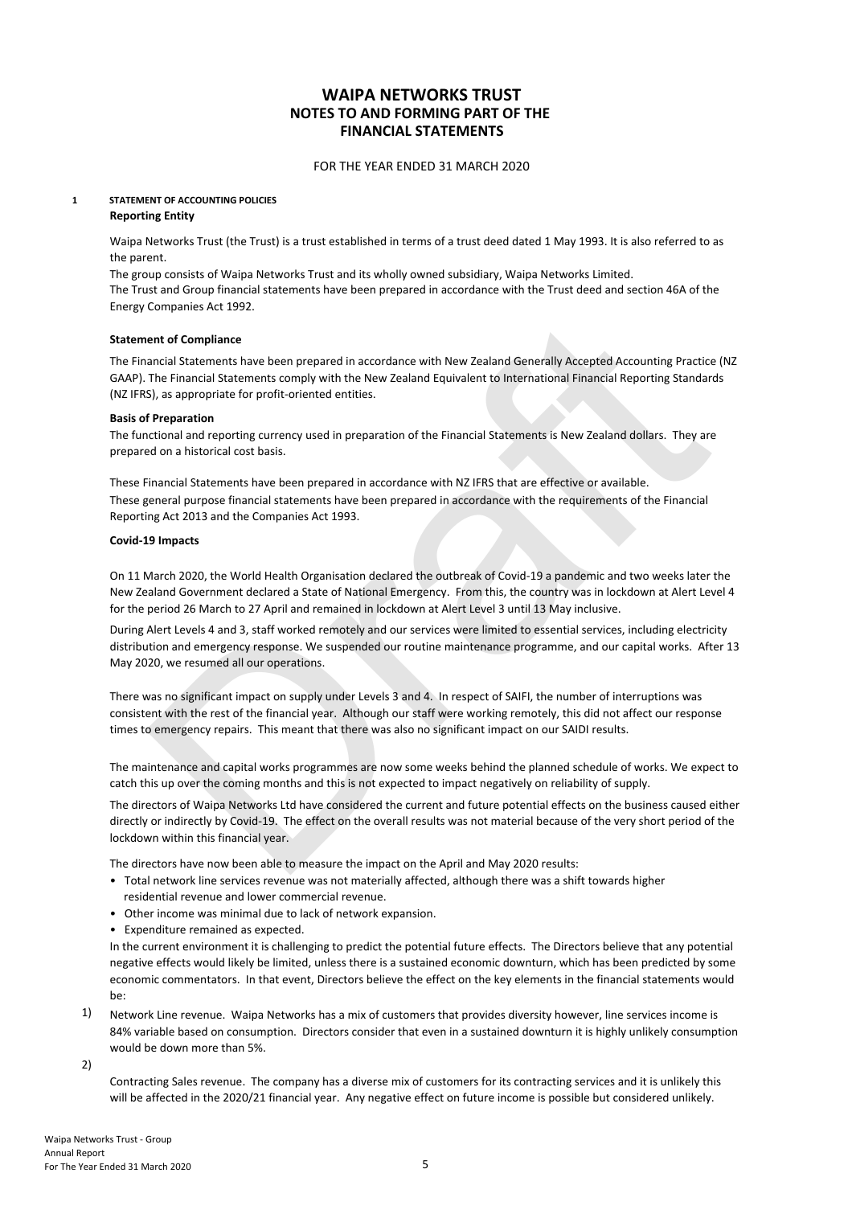# WAIPA NETWORKS TRUST
## NOTES TO AND FORMING PART OF THE FINANCIAL STATEMENTS

FOR THE YEAR ENDED 31 MARCH 2020

**1 STATEMENT OF ACCOUNTING POLICIES**

**Reporting Entity**

Waipa Networks Trust (the Trust) is a trust established in terms of a trust deed dated 1 May 1993. It is also referred to as the parent.

The group consists of Waipa Networks Trust and its wholly owned subsidiary, Waipa Networks Limited.

The Trust and Group financial statements have been prepared in accordance with the Trust deed and section 46A of the Energy Companies Act 1992.

**Statement of Compliance**

The Financial Statements have been prepared in accordance with New Zealand Generally Accepted Accounting Practice (NZ GAAP). The Financial Statements comply with the New Zealand Equivalent to International Financial Reporting Standards (NZ IFRS), as appropriate for profit-oriented entities.

**Basis of Preparation**

The functional and reporting currency used in preparation of the Financial Statements is New Zealand dollars. They are prepared on a historical cost basis.

These Financial Statements have been prepared in accordance with NZ IFRS that are effective or available.

These general purpose financial statements have been prepared in accordance with the requirements of the Financial Reporting Act 2013 and the Companies Act 1993.

**Covid-19 Impacts**

On 11 March 2020, the World Health Organisation declared the outbreak of Covid-19 a pandemic and two weeks later the New Zealand Government declared a State of National Emergency. From this, the country was in lockdown at Alert Level 4 for the period 26 March to 27 April and remained in lockdown at Alert Level 3 until 13 May inclusive.

During Alert Levels 4 and 3, staff worked remotely and our services were limited to essential services, including electricity distribution and emergency response. We suspended our routine maintenance programme, and our capital works. After 13 May 2020, we resumed all our operations.

There was no significant impact on supply under Levels 3 and 4. In respect of SAIFI, the number of interruptions was consistent with the rest of the financial year. Although our staff were working remotely, this did not affect our response times to emergency repairs. This meant that there was also no significant impact on our SAIDI results.

The maintenance and capital works programmes are now some weeks behind the planned schedule of works. We expect to catch this up over the coming months and this is not expected to impact negatively on reliability of supply.

The directors of Waipa Networks Ltd have considered the current and future potential effects on the business caused either directly or indirectly by Covid-19. The effect on the overall results was not material because of the very short period of the lockdown within this financial year.

The directors have now been able to measure the impact on the April and May 2020 results:

- Total network line services revenue was not materially affected, although there was a shift towards higher residential revenue and lower commercial revenue.
- Other income was minimal due to lack of network expansion.
- Expenditure remained as expected.

In the current environment it is challenging to predict the potential future effects. The Directors believe that any potential negative effects would likely be limited, unless there is a sustained economic downturn, which has been predicted by some economic commentators. In that event, Directors believe the effect on the key elements in the financial statements would be:

1) Network Line revenue. Waipa Networks has a mix of customers that provides diversity however, line services income is 84% variable based on consumption. Directors consider that even in a sustained downturn it is highly unlikely consumption would be down more than 5%.

2) Contracting Sales revenue. The company has a diverse mix of customers for its contracting services and it is unlikely this will be affected in the 2020/21 financial year. Any negative effect on future income is possible but considered unlikely.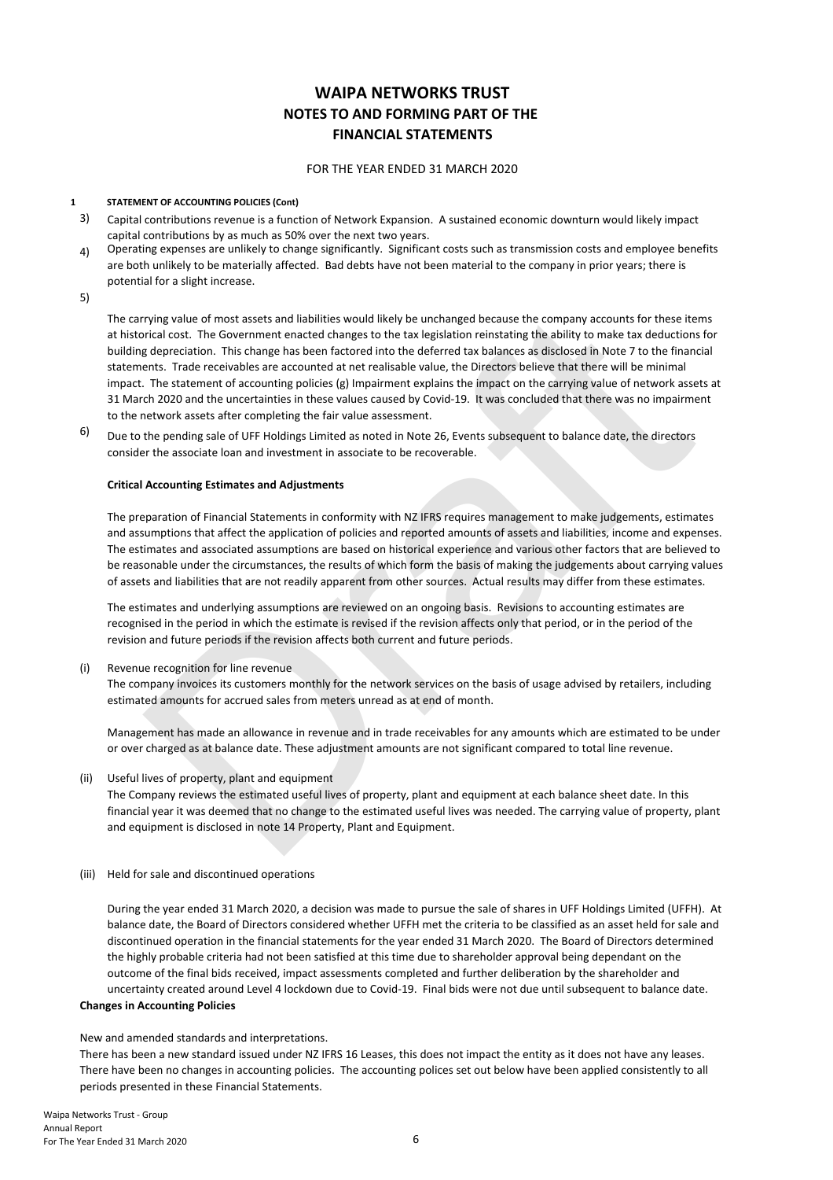# WAIPA NETWORKS TRUST
## NOTES TO AND FORMING PART OF THE FINANCIAL STATEMENTS

FOR THE YEAR ENDED 31 MARCH 2020

**1 STATEMENT OF ACCOUNTING POLICIES (Cont)**

3) Capital contributions revenue is a function of Network Expansion. A sustained economic downturn would likely impact capital contributions by as much as 50% over the next two years.

4) Operating expenses are unlikely to change significantly. Significant costs such as transmission costs and employee benefits are both unlikely to be materially affected. Bad debts have not been material to the company in prior years; there is potential for a slight increase.

5) The carrying value of most assets and liabilities would likely be unchanged because the company accounts for these items at historical cost. The Government enacted changes to the tax legislation reinstating the ability to make tax deductions for building depreciation. This change has been factored into the deferred tax balances as disclosed in Note 7 to the financial statements. Trade receivables are accounted at net realisable value, the Directors believe that there will be minimal impact. The statement of accounting policies (g) Impairment explains the impact on the carrying value of network assets at 31 March 2020 and the uncertainties in these values caused by Covid-19. It was concluded that there was no impairment to the network assets after completing the fair value assessment.

6) Due to the pending sale of UFF Holdings Limited as noted in Note 26, Events subsequent to balance date, the directors consider the associate loan and investment in associate to be recoverable.

**Critical Accounting Estimates and Adjustments**

The preparation of Financial Statements in conformity with NZ IFRS requires management to make judgements, estimates and assumptions that affect the application of policies and reported amounts of assets and liabilities, income and expenses. The estimates and associated assumptions are based on historical experience and various other factors that are believed to be reasonable under the circumstances, the results of which form the basis of making the judgements about carrying values of assets and liabilities that are not readily apparent from other sources. Actual results may differ from these estimates.

The estimates and underlying assumptions are reviewed on an ongoing basis. Revisions to accounting estimates are recognised in the period in which the estimate is revised if the revision affects only that period, or in the period of the revision and future periods if the revision affects both current and future periods.

(i) Revenue recognition for line revenue

The company invoices its customers monthly for the network services on the basis of usage advised by retailers, including estimated amounts for accrued sales from meters unread as at end of month.

Management has made an allowance in revenue and in trade receivables for any amounts which are estimated to be under or over charged as at balance date. These adjustment amounts are not significant compared to total line revenue.

(ii) Useful lives of property, plant and equipment

The Company reviews the estimated useful lives of property, plant and equipment at each balance sheet date. In this financial year it was deemed that no change to the estimated useful lives was needed. The carrying value of property, plant and equipment is disclosed in note 14 Property, Plant and Equipment.

(iii) Held for sale and discontinued operations

During the year ended 31 March 2020, a decision was made to pursue the sale of shares in UFF Holdings Limited (UFFH). At balance date, the Board of Directors considered whether UFFH met the criteria to be classified as an asset held for sale and discontinued operation in the financial statements for the year ended 31 March 2020. The Board of Directors determined the highly probable criteria had not been satisfied at this time due to shareholder approval being dependant on the outcome of the final bids received, impact assessments completed and further deliberation by the shareholder and uncertainty created around Level 4 lockdown due to Covid-19. Final bids were not due until subsequent to balance date.

**Changes in Accounting Policies**

New and amended standards and interpretations.

There has been a new standard issued under NZ IFRS 16 Leases, this does not impact the entity as it does not have any leases. There have been no changes in accounting policies. The accounting polices set out below have been applied consistently to all periods presented in these Financial Statements.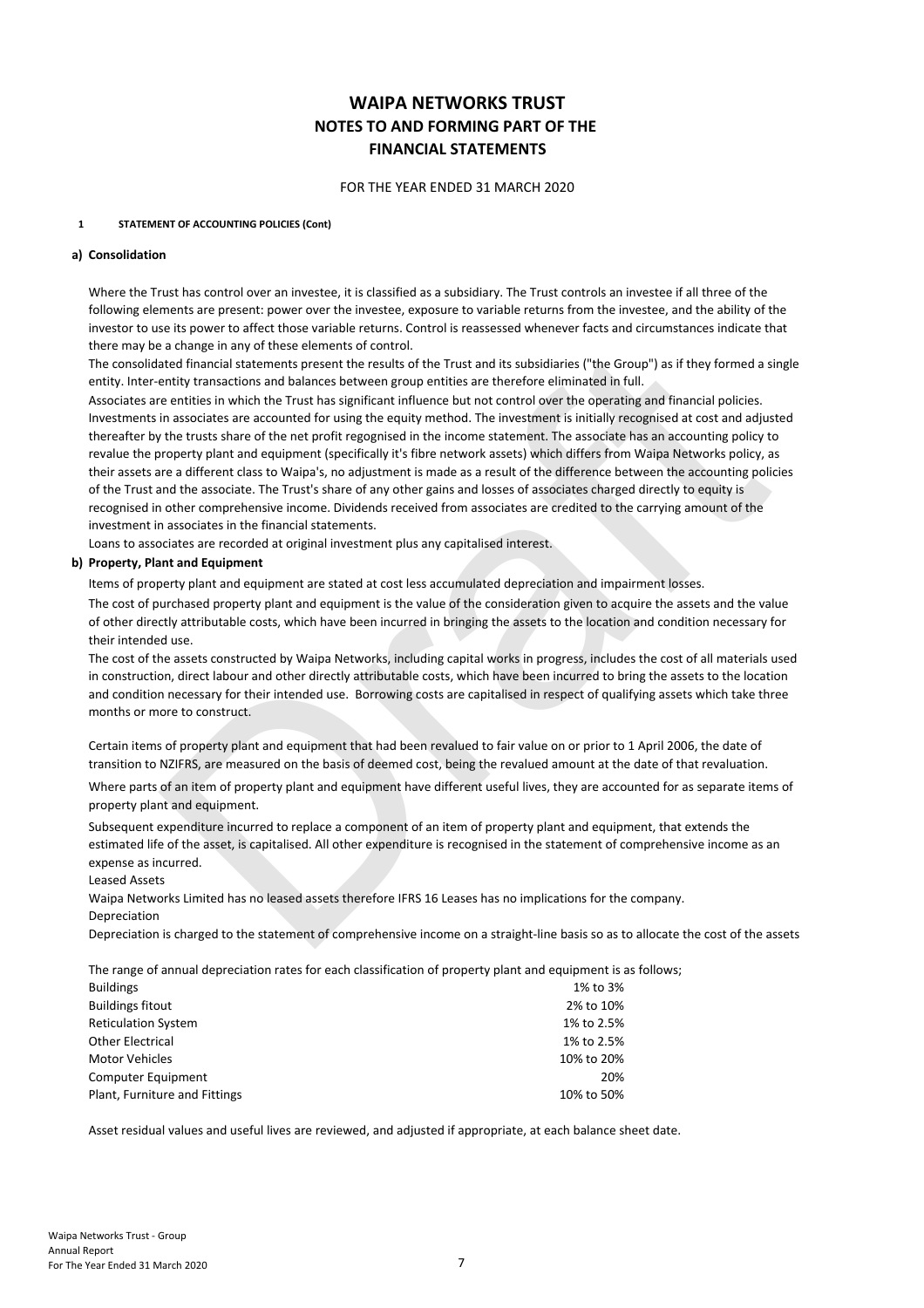# WAIPA NETWORKS TRUST
## NOTES TO AND FORMING PART OF THE FINANCIAL STATEMENTS

FOR THE YEAR ENDED 31 MARCH 2020

**1 STATEMENT OF ACCOUNTING POLICIES (Cont)**

**a) Consolidation**

Where the Trust has control over an investee, it is classified as a subsidiary. The Trust controls an investee if all three of the following elements are present: power over the investee, exposure to variable returns from the investee, and the ability of the investor to use its power to affect those variable returns. Control is reassessed whenever facts and circumstances indicate that there may be a change in any of these elements of control.

The consolidated financial statements present the results of the Trust and its subsidiaries ("the Group") as if they formed a single entity. Inter-entity transactions and balances between group entities are therefore eliminated in full.

Associates are entities in which the Trust has significant influence but not control over the operating and financial policies. Investments in associates are accounted for using the equity method. The investment is initially recognised at cost and adjusted thereafter by the trusts share of the net profit regognised in the income statement. The associate has an accounting policy to revalue the property plant and equipment (specifically it's fibre network assets) which differs from Waipa Networks policy, as their assets are a different class to Waipa's, no adjustment is made as a result of the difference between the accounting policies of the Trust and the associate. The Trust's share of any other gains and losses of associates charged directly to equity is recognised in other comprehensive income. Dividends received from associates are credited to the carrying amount of the investment in associates in the financial statements.

Loans to associates are recorded at original investment plus any capitalised interest.

**b) Property, Plant and Equipment**

Items of property plant and equipment are stated at cost less accumulated depreciation and impairment losses.

The cost of purchased property plant and equipment is the value of the consideration given to acquire the assets and the value of other directly attributable costs, which have been incurred in bringing the assets to the location and condition necessary for their intended use.

The cost of the assets constructed by Waipa Networks, including capital works in progress, includes the cost of all materials used in construction, direct labour and other directly attributable costs, which have been incurred to bring the assets to the location and condition necessary for their intended use. Borrowing costs are capitalised in respect of qualifying assets which take three months or more to construct.

Certain items of property plant and equipment that had been revalued to fair value on or prior to 1 April 2006, the date of transition to NZIFRS, are measured on the basis of deemed cost, being the revalued amount at the date of that revaluation.

Where parts of an item of property plant and equipment have different useful lives, they are accounted for as separate items of property plant and equipment.

Subsequent expenditure incurred to replace a component of an item of property plant and equipment, that extends the estimated life of the asset, is capitalised. All other expenditure is recognised in the statement of comprehensive income as an expense as incurred.

Leased Assets

Waipa Networks Limited has no leased assets therefore IFRS 16 Leases has no implications for the company.

Depreciation

Depreciation is charged to the statement of comprehensive income on a straight-line basis so as to allocate the cost of the assets

The range of annual depreciation rates for each classification of property plant and equipment is as follows;

| | |
|---|---|
| Buildings | 1% to 3% |
| Buildings fitout | 2% to 10% |
| Reticulation System | 1% to 2.5% |
| Other Electrical | 1% to 2.5% |
| Motor Vehicles | 10% to 20% |
| Computer Equipment | 20% |
| Plant, Furniture and Fittings | 10% to 50% |

Asset residual values and useful lives are reviewed, and adjusted if appropriate, at each balance sheet date.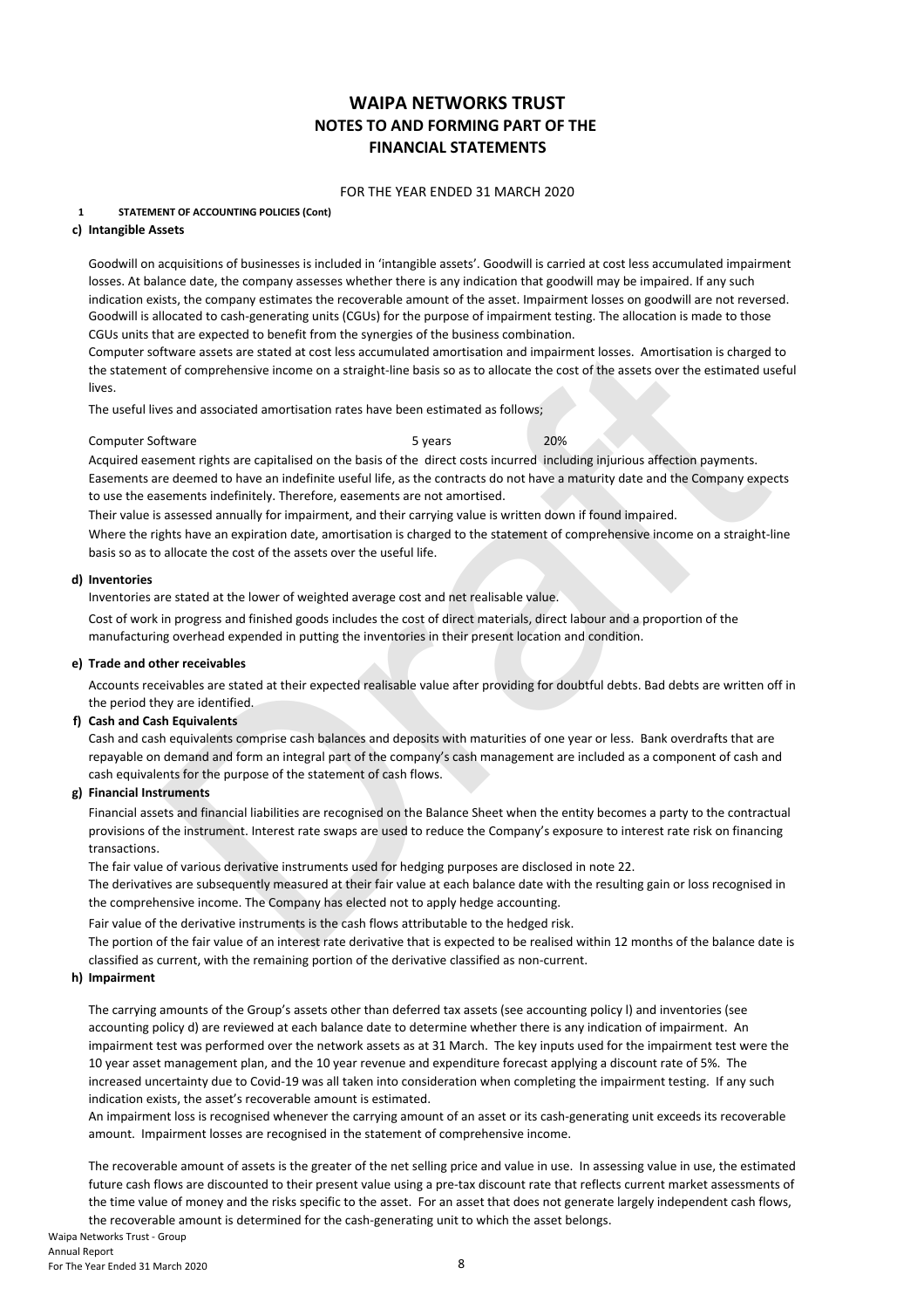# WAIPA NETWORKS TRUST
## NOTES TO AND FORMING PART OF THE FINANCIAL STATEMENTS

FOR THE YEAR ENDED 31 MARCH 2020

**1 STATEMENT OF ACCOUNTING POLICIES (Cont)**

**c) Intangible Assets**

Goodwill on acquisitions of businesses is included in 'intangible assets'. Goodwill is carried at cost less accumulated impairment losses. At balance date, the company assesses whether there is any indication that goodwill may be impaired. If any such indication exists, the company estimates the recoverable amount of the asset. Impairment losses on goodwill are not reversed. Goodwill is allocated to cash-generating units (CGUs) for the purpose of impairment testing. The allocation is made to those CGUs units that are expected to benefit from the synergies of the business combination.

Computer software assets are stated at cost less accumulated amortisation and impairment losses. Amortisation is charged to the statement of comprehensive income on a straight-line basis so as to allocate the cost of the assets over the estimated useful lives.

The useful lives and associated amortisation rates have been estimated as follows;

| | | |
|---|---|---|
| Computer Software | 5 years | 20% |

Acquired easement rights are capitalised on the basis of the direct costs incurred including injurious affection payments. Easements are deemed to have an indefinite useful life, as the contracts do not have a maturity date and the Company expects to use the easements indefinitely. Therefore, easements are not amortised.

Their value is assessed annually for impairment, and their carrying value is written down if found impaired.

Where the rights have an expiration date, amortisation is charged to the statement of comprehensive income on a straight-line basis so as to allocate the cost of the assets over the useful life.

**d) Inventories**

Inventories are stated at the lower of weighted average cost and net realisable value.

Cost of work in progress and finished goods includes the cost of direct materials, direct labour and a proportion of the manufacturing overhead expended in putting the inventories in their present location and condition.

**e) Trade and other receivables**

Accounts receivables are stated at their expected realisable value after providing for doubtful debts. Bad debts are written off in the period they are identified.

**f) Cash and Cash Equivalents**

Cash and cash equivalents comprise cash balances and deposits with maturities of one year or less. Bank overdrafts that are repayable on demand and form an integral part of the company's cash management are included as a component of cash and cash equivalents for the purpose of the statement of cash flows.

**g) Financial Instruments**

Financial assets and financial liabilities are recognised on the Balance Sheet when the entity becomes a party to the contractual provisions of the instrument. Interest rate swaps are used to reduce the Company's exposure to interest rate risk on financing transactions.

The fair value of various derivative instruments used for hedging purposes are disclosed in note 22.

The derivatives are subsequently measured at their fair value at each balance date with the resulting gain or loss recognised in the comprehensive income. The Company has elected not to apply hedge accounting.

Fair value of the derivative instruments is the cash flows attributable to the hedged risk.

The portion of the fair value of an interest rate derivative that is expected to be realised within 12 months of the balance date is classified as current, with the remaining portion of the derivative classified as non-current.

**h) Impairment**

The carrying amounts of the Group's assets other than deferred tax assets (see accounting policy l) and inventories (see accounting policy d) are reviewed at each balance date to determine whether there is any indication of impairment. An impairment test was performed over the network assets as at 31 March. The key inputs used for the impairment test were the 10 year asset management plan, and the 10 year revenue and expenditure forecast applying a discount rate of 5%. The increased uncertainty due to Covid-19 was all taken into consideration when completing the impairment testing. If any such indication exists, the asset's recoverable amount is estimated.

An impairment loss is recognised whenever the carrying amount of an asset or its cash-generating unit exceeds its recoverable amount. Impairment losses are recognised in the statement of comprehensive income.

The recoverable amount of assets is the greater of the net selling price and value in use. In assessing value in use, the estimated future cash flows are discounted to their present value using a pre-tax discount rate that reflects current market assessments of the time value of money and the risks specific to the asset. For an asset that does not generate largely independent cash flows, the recoverable amount is determined for the cash-generating unit to which the asset belongs.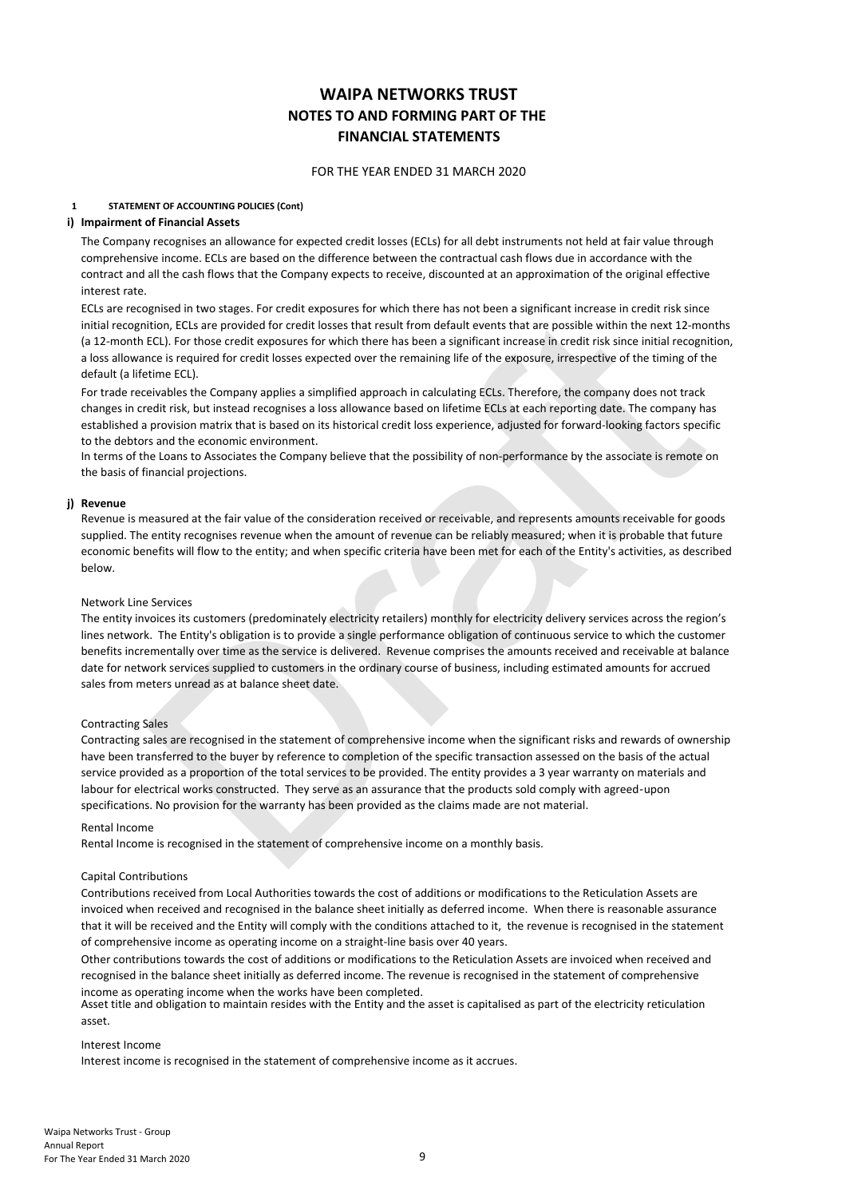# WAIPA NETWORKS TRUST
## NOTES TO AND FORMING PART OF THE FINANCIAL STATEMENTS

FOR THE YEAR ENDED 31 MARCH 2020

**1 STATEMENT OF ACCOUNTING POLICIES (Cont)**

**i) Impairment of Financial Assets**

The Company recognises an allowance for expected credit losses (ECLs) for all debt instruments not held at fair value through comprehensive income. ECLs are based on the difference between the contractual cash flows due in accordance with the contract and all the cash flows that the Company expects to receive, discounted at an approximation of the original effective interest rate.

ECLs are recognised in two stages. For credit exposures for which there has not been a significant increase in credit risk since initial recognition, ECLs are provided for credit losses that result from default events that are possible within the next 12-months (a 12-month ECL). For those credit exposures for which there has been a significant increase in credit risk since initial recognition, a loss allowance is required for credit losses expected over the remaining life of the exposure, irrespective of the timing of the default (a lifetime ECL).

For trade receivables the Company applies a simplified approach in calculating ECLs. Therefore, the company does not track changes in credit risk, but instead recognises a loss allowance based on lifetime ECLs at each reporting date. The company has established a provision matrix that is based on its historical credit loss experience, adjusted for forward-looking factors specific to the debtors and the economic environment.

In terms of the Loans to Associates the Company believe that the possibility of non-performance by the associate is remote on the basis of financial projections.

**j) Revenue**

Revenue is measured at the fair value of the consideration received or receivable, and represents amounts receivable for goods supplied. The entity recognises revenue when the amount of revenue can be reliably measured; when it is probable that future economic benefits will flow to the entity; and when specific criteria have been met for each of the Entity's activities, as described below.

Network Line Services

The entity invoices its customers (predominately electricity retailers) monthly for electricity delivery services across the region's lines network. The Entity's obligation is to provide a single performance obligation of continuous service to which the customer benefits incrementally over time as the service is delivered. Revenue comprises the amounts received and receivable at balance date for network services supplied to customers in the ordinary course of business, including estimated amounts for accrued sales from meters unread as at balance sheet date.

Contracting Sales

Contracting sales are recognised in the statement of comprehensive income when the significant risks and rewards of ownership have been transferred to the buyer by reference to completion of the specific transaction assessed on the basis of the actual service provided as a proportion of the total services to be provided. The entity provides a 3 year warranty on materials and labour for electrical works constructed. They serve as an assurance that the products sold comply with agreed-upon specifications. No provision for the warranty has been provided as the claims made are not material.

Rental Income

Rental Income is recognised in the statement of comprehensive income on a monthly basis.

Capital Contributions

Contributions received from Local Authorities towards the cost of additions or modifications to the Reticulation Assets are invoiced when received and recognised in the balance sheet initially as deferred income. When there is reasonable assurance that it will be received and the Entity will comply with the conditions attached to it, the revenue is recognised in the statement of comprehensive income as operating income on a straight-line basis over 40 years.

Other contributions towards the cost of additions or modifications to the Reticulation Assets are invoiced when received and recognised in the balance sheet initially as deferred income. The revenue is recognised in the statement of comprehensive income as operating income when the works have been completed.

Asset title and obligation to maintain resides with the Entity and the asset is capitalised as part of the electricity reticulation asset.

Interest Income

Interest income is recognised in the statement of comprehensive income as it accrues.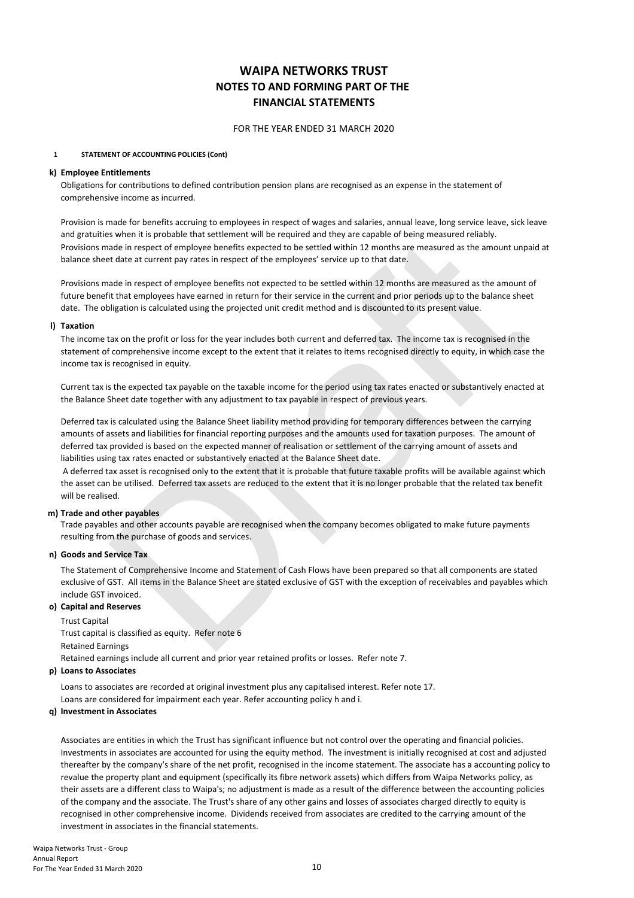# WAIPA NETWORKS TRUST
## NOTES TO AND FORMING PART OF THE FINANCIAL STATEMENTS

FOR THE YEAR ENDED 31 MARCH 2020

**1 STATEMENT OF ACCOUNTING POLICIES (Cont)**

**k) Employee Entitlements**

Obligations for contributions to defined contribution pension plans are recognised as an expense in the statement of comprehensive income as incurred.

Provision is made for benefits accruing to employees in respect of wages and salaries, annual leave, long service leave, sick leave and gratuities when it is probable that settlement will be required and they are capable of being measured reliably. Provisions made in respect of employee benefits expected to be settled within 12 months are measured as the amount unpaid at balance sheet date at current pay rates in respect of the employees' service up to that date.

Provisions made in respect of employee benefits not expected to be settled within 12 months are measured as the amount of future benefit that employees have earned in return for their service in the current and prior periods up to the balance sheet date. The obligation is calculated using the projected unit credit method and is discounted to its present value.

**l) Taxation**

The income tax on the profit or loss for the year includes both current and deferred tax. The income tax is recognised in the statement of comprehensive income except to the extent that it relates to items recognised directly to equity, in which case the income tax is recognised in equity.

Current tax is the expected tax payable on the taxable income for the period using tax rates enacted or substantively enacted at the Balance Sheet date together with any adjustment to tax payable in respect of previous years.

Deferred tax is calculated using the Balance Sheet liability method providing for temporary differences between the carrying amounts of assets and liabilities for financial reporting purposes and the amounts used for taxation purposes. The amount of deferred tax provided is based on the expected manner of realisation or settlement of the carrying amount of assets and liabilities using tax rates enacted or substantively enacted at the Balance Sheet date.

A deferred tax asset is recognised only to the extent that it is probable that future taxable profits will be available against which the asset can be utilised. Deferred tax assets are reduced to the extent that it is no longer probable that the related tax benefit will be realised.

**m) Trade and other payables**

Trade payables and other accounts payable are recognised when the company becomes obligated to make future payments resulting from the purchase of goods and services.

**n) Goods and Service Tax**

The Statement of Comprehensive Income and Statement of Cash Flows have been prepared so that all components are stated exclusive of GST. All items in the Balance Sheet are stated exclusive of GST with the exception of receivables and payables which include GST invoiced.

**o) Capital and Reserves**

Trust Capital

Trust capital is classified as equity. Refer note 6

Retained Earnings

Retained earnings include all current and prior year retained profits or losses. Refer note 7.

**p) Loans to Associates**

Loans to associates are recorded at original investment plus any capitalised interest. Refer note 17.

Loans are considered for impairment each year. Refer accounting policy h and i.

**q) Investment in Associates**

Associates are entities in which the Trust has significant influence but not control over the operating and financial policies. Investments in associates are accounted for using the equity method. The investment is initially recognised at cost and adjusted thereafter by the company's share of the net profit, recognised in the income statement. The associate has a accounting policy to revalue the property plant and equipment (specifically its fibre network assets) which differs from Waipa Networks policy, as their assets are a different class to Waipa's; no adjustment is made as a result of the difference between the accounting policies of the company and the associate. The Trust's share of any other gains and losses of associates charged directly to equity is recognised in other comprehensive income. Dividends received from associates are credited to the carrying amount of the investment in associates in the financial statements.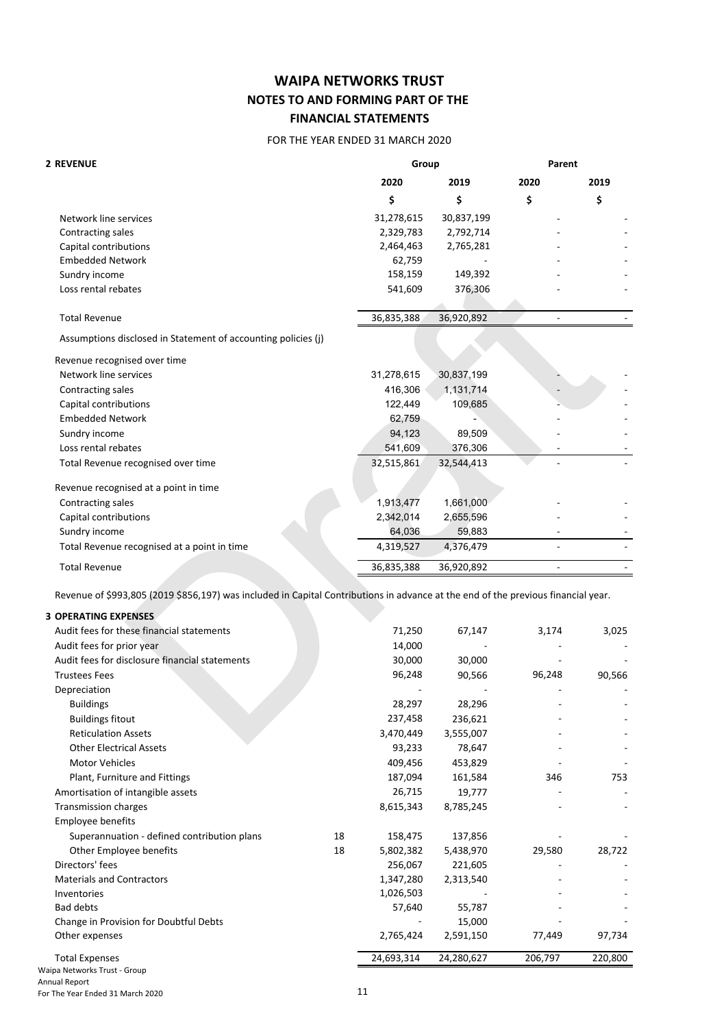# WAIPA NETWORKS TRUST
## NOTES TO AND FORMING PART OF THE FINANCIAL STATEMENTS

FOR THE YEAR ENDED 31 MARCH 2020

### 2 REVENUE

| | Group | | Parent | |
|---|---|---|---|---|
| | 2020 | 2019 | 2020 | 2019 |
| | $ | $ | $ | $ |
| Network line services | 31,278,615 | 30,837,199 | - | - |
| Contracting sales | 2,329,783 | 2,792,714 | - | - |
| Capital contributions | 2,464,463 | 2,765,281 | - | - |
| Embedded Network | 62,759 | - | - | - |
| Sundry income | 158,159 | 149,392 | - | - |
| Loss rental rebates | 541,609 | 376,306 | - | - |
| Total Revenue | 36,835,388 | 36,920,892 | - | - |
| Assumptions disclosed in Statement of accounting policies (j) | | | | |
| Revenue recognised over time | | | | |
| Network line services | 31,278,615 | 30,837,199 | - | - |
| Contracting sales | 416,306 | 1,131,714 | - | - |
| Capital contributions | 122,449 | 109,685 | - | - |
| Embedded Network | 62,759 | - | - | - |
| Sundry income | 94,123 | 89,509 | - | - |
| Loss rental rebates | 541,609 | 376,306 | - | - |
| Total Revenue recognised over time | 32,515,861 | 32,544,413 | - | - |
| Revenue recognised at a point in time | | | | |
| Contracting sales | 1,913,477 | 1,661,000 | - | - |
| Capital contributions | 2,342,014 | 2,655,596 | - | - |
| Sundry income | 64,036 | 59,883 | - | - |
| Total Revenue recognised at a point in time | 4,319,527 | 4,376,479 | - | - |
| Total Revenue | 36,835,388 | 36,920,892 | - | - |

Revenue of $993,805 (2019 $856,197) was included in Capital Contributions in advance at the end of the previous financial year.

### 3 OPERATING EXPENSES

| | Note | Group 2020 | Group 2019 | Parent 2020 | Parent 2019 |
|---|---|---|---|---|---|
| Audit fees for these financial statements | | 71,250 | 67,147 | 3,174 | 3,025 |
| Audit fees for prior year | | 14,000 | - | - | - |
| Audit fees for disclosure financial statements | | 30,000 | 30,000 | - | - |
| Trustees Fees | | 96,248 | 90,566 | 96,248 | 90,566 |
| Depreciation | | - | - | - | - |
| Buildings | | 28,297 | 28,296 | - | - |
| Buildings fitout | | 237,458 | 236,621 | - | - |
| Reticulation Assets | | 3,470,449 | 3,555,007 | - | - |
| Other Electrical Assets | | 93,233 | 78,647 | - | - |
| Motor Vehicles | | 409,456 | 453,829 | - | - |
| Plant, Furniture and Fittings | | 187,094 | 161,584 | 346 | 753 |
| Amortisation of intangible assets | | 26,715 | 19,777 | - | - |
| Transmission charges | | 8,615,343 | 8,785,245 | - | - |
| Employee benefits | | | | | |
| Superannuation - defined contribution plans | 18 | 158,475 | 137,856 | - | - |
| Other Employee benefits | 18 | 5,802,382 | 5,438,970 | 29,580 | 28,722 |
| Directors' fees | | 256,067 | 221,605 | - | - |
| Materials and Contractors | | 1,347,280 | 2,313,540 | - | - |
| Inventories | | 1,026,503 | - | - | - |
| Bad debts | | 57,640 | 55,787 | - | - |
| Change in Provision for Doubtful Debts | | - | 15,000 | - | - |
| Other expenses | | 2,765,424 | 2,591,150 | 77,449 | 97,734 |
| Total Expenses | | 24,693,314 | 24,280,627 | 206,797 | 220,800 |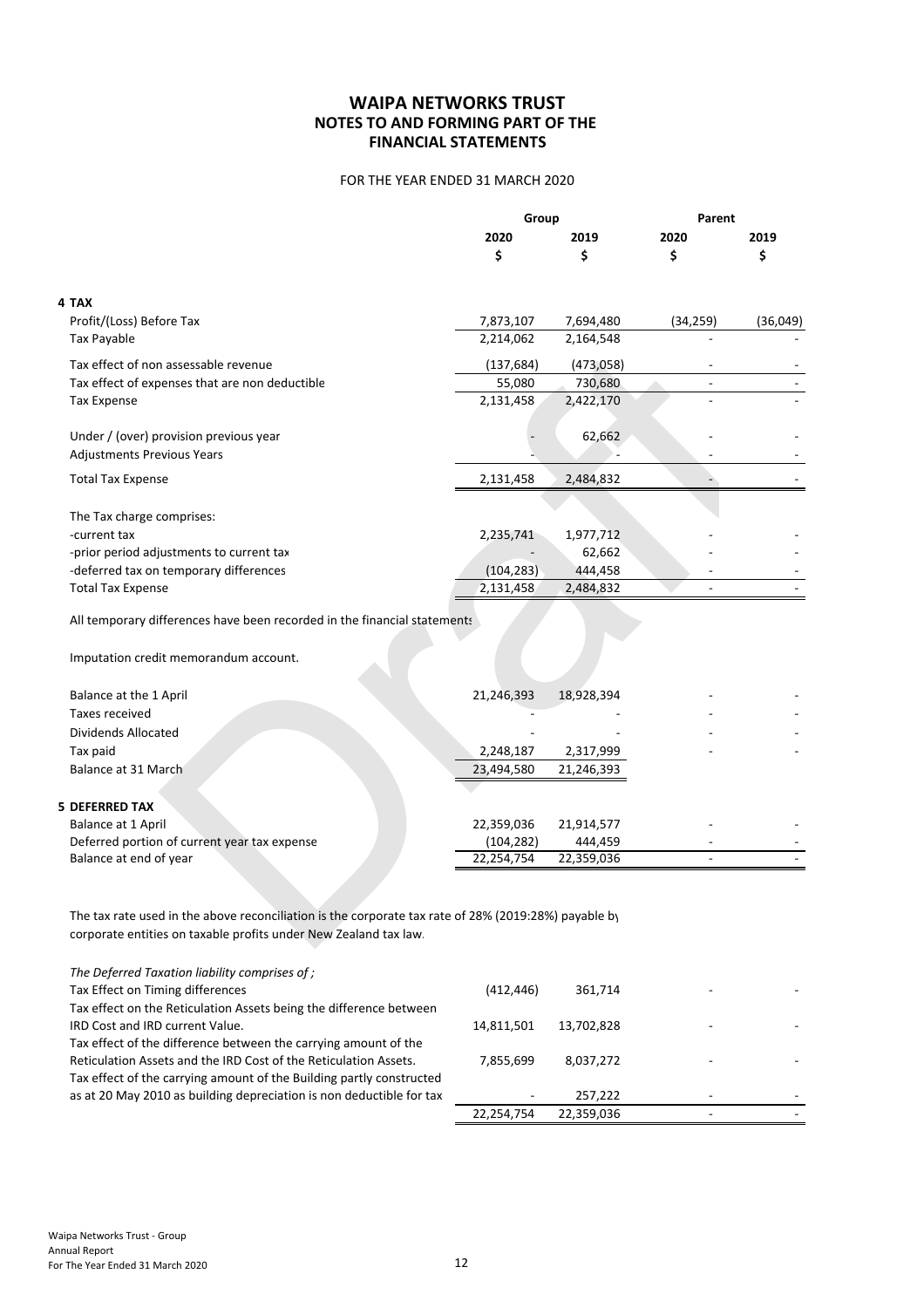# WAIPA NETWORKS TRUST
## NOTES TO AND FORMING PART OF THE FINANCIAL STATEMENTS

FOR THE YEAR ENDED 31 MARCH 2020

| | Group | | Parent | |
|---|---|---|---|---|
| | 2020 | 2019 | 2020 | 2019 |
| | $ | $ | $ | $ |
| **4 TAX** | | | | |
| Profit/(Loss) Before Tax | 7,873,107 | 7,694,480 | (34,259) | (36,049) |
| Tax Payable | 2,214,062 | 2,164,548 | - | - |
| Tax effect of non assessable revenue | (137,684) | (473,058) | - | - |
| Tax effect of expenses that are non deductible | 55,080 | 730,680 | - | - |
| Tax Expense | 2,131,458 | 2,422,170 | - | - |
| Under / (over) provision previous year | - | 62,662 | - | - |
| Adjustments Previous Years | - | - | - | - |
| Total Tax Expense | 2,131,458 | 2,484,832 | - | - |
| The Tax charge comprises: | | | | |
| -current tax | 2,235,741 | 1,977,712 | - | - |
| -prior period adjustments to current tax | - | 62,662 | - | - |
| -deferred tax on temporary differences | (104,283) | 444,458 | - | - |
| Total Tax Expense | 2,131,458 | 2,484,832 | - | - |

All temporary differences have been recorded in the financial statements

Imputation credit memorandum account.

| | Group 2020 | Group 2019 | Parent 2020 | Parent 2019 |
|---|---|---|---|---|
| Balance at the 1 April | 21,246,393 | 18,928,394 | - | - |
| Taxes received | - | - | - | - |
| Dividends Allocated | - | - | - | - |
| Tax paid | 2,248,187 | 2,317,999 | - | - |
| Balance at 31 March | 23,494,580 | 21,246,393 | | |

**5 DEFERRED TAX**

| | Group 2020 | Group 2019 | Parent 2020 | Parent 2019 |
|---|---|---|---|---|
| Balance at 1 April | 22,359,036 | 21,914,577 | - | - |
| Deferred portion of current year tax expense | (104,282) | 444,459 | - | - |
| Balance at end of year | 22,254,754 | 22,359,036 | - | - |

The tax rate used in the above reconciliation is the corporate tax rate of 28% (2019:28%) payable by corporate entities on taxable profits under New Zealand tax law.

*The Deferred Taxation liability comprises of ;*

| | Group 2020 | Group 2019 | Parent 2020 | Parent 2019 |
|---|---|---|---|---|
| Tax Effect on Timing differences | (412,446) | 361,714 | - | - |
| Tax effect on the Reticulation Assets being the difference between IRD Cost and IRD current Value. | 14,811,501 | 13,702,828 | - | - |
| Tax effect of the difference between the carrying amount of the Reticulation Assets and the IRD Cost of the Reticulation Assets. | 7,855,699 | 8,037,272 | - | - |
| Tax effect of the carrying amount of the Building partly constructed as at 20 May 2010 as building depreciation is non deductible for tax | - | 257,222 | - | - |
| | 22,254,754 | 22,359,036 | - | - |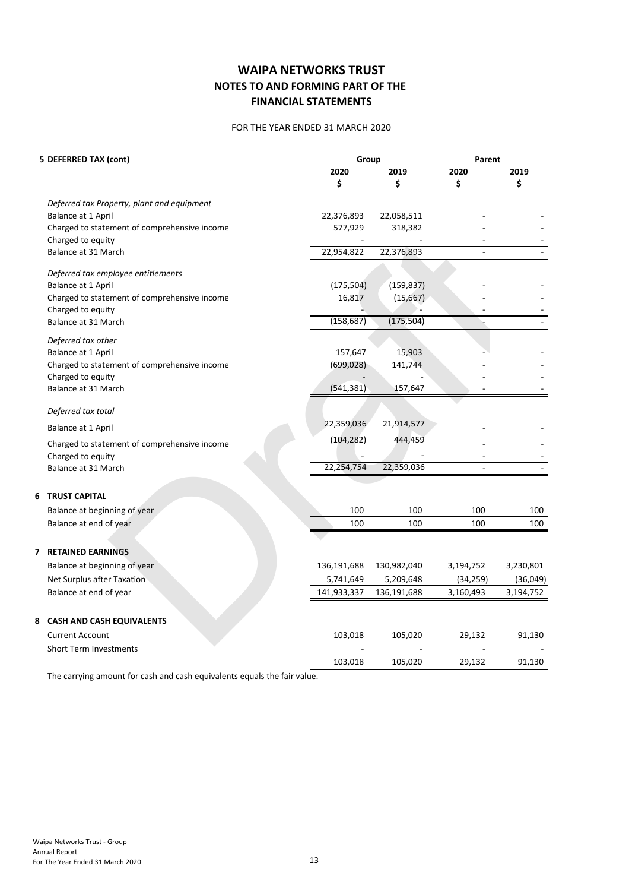# WAIPA NETWORKS TRUST
## NOTES TO AND FORMING PART OF THE FINANCIAL STATEMENTS

FOR THE YEAR ENDED 31 MARCH 2020

| 5 DEFERRED TAX (cont) | Group | | Parent | |
|---|---|---|---|---|
| | 2020 | 2019 | 2020 | 2019 |
| | $ | $ | $ | $ |
| *Deferred tax Property, plant and equipment* | | | | |
| Balance at 1 April | 22,376,893 | 22,058,511 | - | - |
| Charged to statement of comprehensive income | 577,929 | 318,382 | - | - |
| Charged to equity | - | - | - | - |
| Balance at 31 March | 22,954,822 | 22,376,893 | - | - |
| *Deferred tax employee entitlements* | | | | |
| Balance at 1 April | (175,504) | (159,837) | - | - |
| Charged to statement of comprehensive income | 16,817 | (15,667) | - | - |
| Charged to equity | - | - | - | - |
| Balance at 31 March | (158,687) | (175,504) | - | - |
| *Deferred tax other* | | | | |
| Balance at 1 April | 157,647 | 15,903 | - | - |
| Charged to statement of comprehensive income | (699,028) | 141,744 | - | - |
| Charged to equity | - | - | - | - |
| Balance at 31 March | (541,381) | 157,647 | - | - |
| *Deferred tax total* | | | | |
| Balance at 1 April | 22,359,036 | 21,914,577 | - | - |
| Charged to statement of comprehensive income | (104,282) | 444,459 | - | - |
| Charged to equity | - | - | - | - |
| Balance at 31 March | 22,254,754 | 22,359,036 | - | - |

| 6 TRUST CAPITAL | | | | |
|---|---|---|---|---|
| Balance at beginning of year | 100 | 100 | 100 | 100 |
| Balance at end of year | 100 | 100 | 100 | 100 |

| 7 RETAINED EARNINGS | | | | |
|---|---|---|---|---|
| Balance at beginning of year | 136,191,688 | 130,982,040 | 3,194,752 | 3,230,801 |
| Net Surplus after Taxation | 5,741,649 | 5,209,648 | (34,259) | (36,049) |
| Balance at end of year | 141,933,337 | 136,191,688 | 3,160,493 | 3,194,752 |

| 8 CASH AND CASH EQUIVALENTS | | | | |
|---|---|---|---|---|
| Current Account | 103,018 | 105,020 | 29,132 | 91,130 |
| Short Term Investments | - | - | - | - |
| | 103,018 | 105,020 | 29,132 | 91,130 |

The carrying amount for cash and cash equivalents equals the fair value.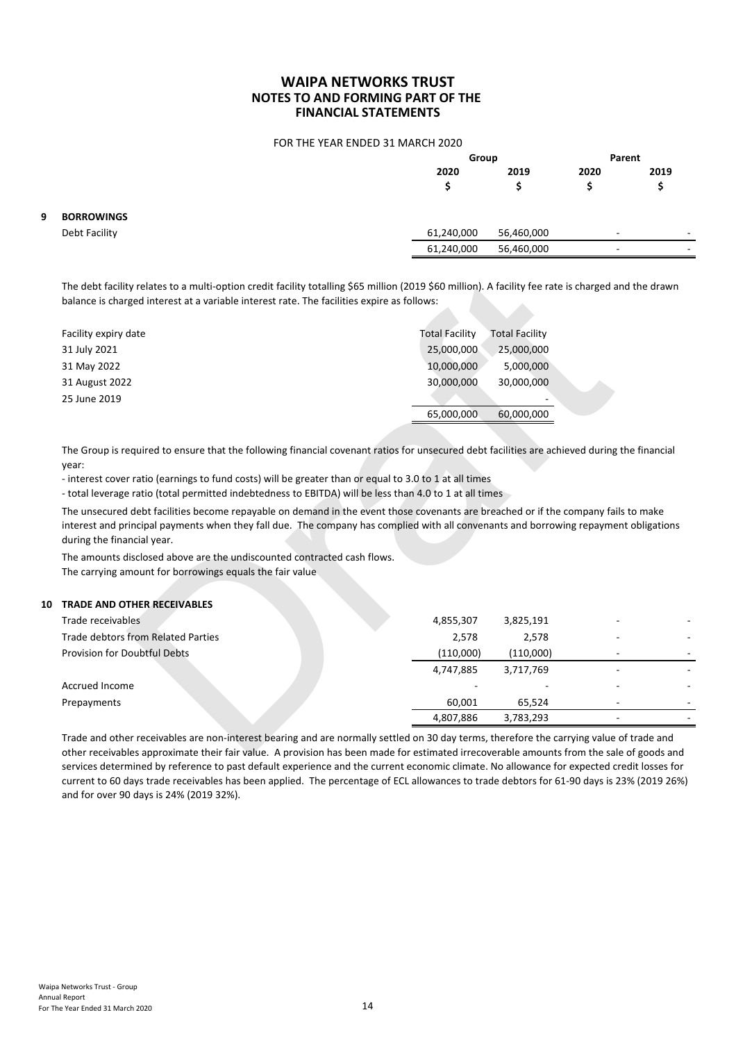# WAIPA NETWORKS TRUST
## NOTES TO AND FORMING PART OF THE FINANCIAL STATEMENTS

FOR THE YEAR ENDED 31 MARCH 2020

| | Group 2020 $ | Group 2019 $ | Parent 2020 $ | Parent 2019 $ |
|---|---|---|---|---|
| **9 BORROWINGS** | | | | |
| Debt Facility | 61,240,000 | 56,460,000 | - | - |
| | 61,240,000 | 56,460,000 | - | - |

The debt facility relates to a multi-option credit facility totalling $65 million (2019 $60 million). A facility fee rate is charged and the drawn balance is charged interest at a variable interest rate. The facilities expire as follows:

| Facility expiry date | Total Facility | Total Facility |
|---|---|---|
| 31 July 2021 | 25,000,000 | 25,000,000 |
| 31 May 2022 | 10,000,000 | 5,000,000 |
| 31 August 2022 | 30,000,000 | 30,000,000 |
| 25 June 2019 | | - |
| | 65,000,000 | 60,000,000 |

The Group is required to ensure that the following financial covenant ratios for unsecured debt facilities are achieved during the financial year:

- interest cover ratio (earnings to fund costs) will be greater than or equal to 3.0 to 1 at all times
- total leverage ratio (total permitted indebtedness to EBITDA) will be less than 4.0 to 1 at all times

The unsecured debt facilities become repayable on demand in the event those covenants are breached or if the company fails to make interest and principal payments when they fall due. The company has complied with all convenants and borrowing repayment obligations during the financial year.

The amounts disclosed above are the undiscounted contracted cash flows.
The carrying amount for borrowings equals the fair value

| | Group 2020 $ | Group 2019 $ | Parent 2020 $ | Parent 2019 $ |
|---|---|---|---|---|
| **10 TRADE AND OTHER RECEIVABLES** | | | | |
| Trade receivables | 4,855,307 | 3,825,191 | - | - |
| Trade debtors from Related Parties | 2,578 | 2,578 | - | - |
| Provision for Doubtful Debts | (110,000) | (110,000) | - | - |
| | 4,747,885 | 3,717,769 | - | - |
| Accrued Income | - | - | - | - |
| Prepayments | 60,001 | 65,524 | - | - |
| | 4,807,886 | 3,783,293 | - | - |

Trade and other receivables are non-interest bearing and are normally settled on 30 day terms, therefore the carrying value of trade and other receivables approximate their fair value. A provision has been made for estimated irrecoverable amounts from the sale of goods and services determined by reference to past default experience and the current economic climate. No allowance for expected credit losses for current to 60 days trade receivables has been applied. The percentage of ECL allowances to trade debtors for 61-90 days is 23% (2019 26%) and for over 90 days is 24% (2019 32%).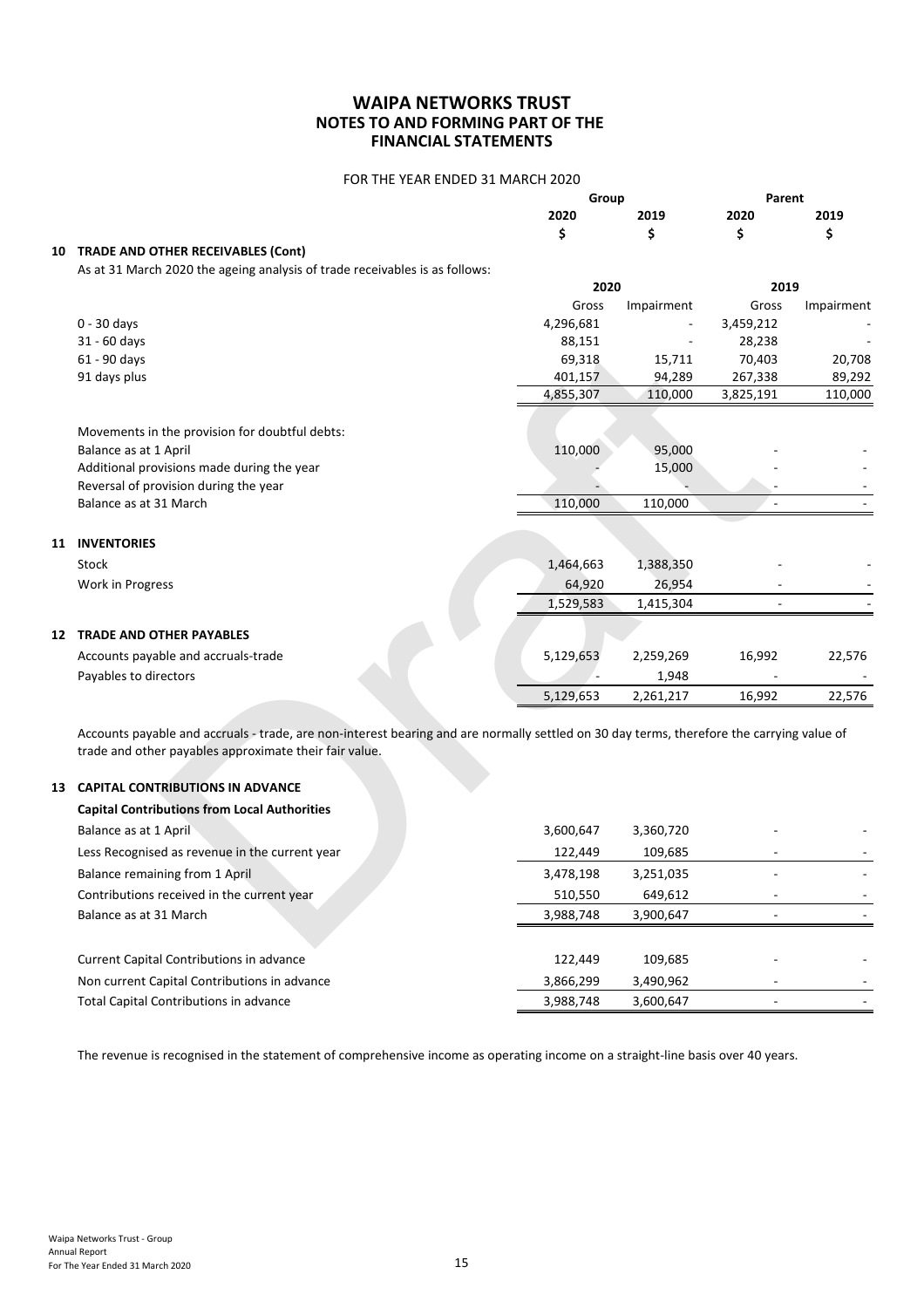# WAIPA NETWORKS TRUST
## NOTES TO AND FORMING PART OF THE FINANCIAL STATEMENTS

FOR THE YEAR ENDED 31 MARCH 2020

| | Group | | Parent | |
|---|---|---|---|---|
| | 2020 | 2019 | 2020 | 2019 |
| | $ | $ | $ | $ |

### 10 TRADE AND OTHER RECEIVABLES (Cont)

As at 31 March 2020 the ageing analysis of trade receivables is as follows:

| | 2020 | | 2019 | |
|---|---|---|---|---|
| | Gross | Impairment | Gross | Impairment |
| 0 - 30 days | 4,296,681 | - | 3,459,212 | - |
| 31 - 60 days | 88,151 | - | 28,238 | - |
| 61 - 90 days | 69,318 | 15,711 | 70,403 | 20,708 |
| 91 days plus | 401,157 | 94,289 | 267,338 | 89,292 |
| | 4,855,307 | 110,000 | 3,825,191 | 110,000 |

| Movements in the provision for doubtful debts: | | | | |
|---|---|---|---|---|
| Balance as at 1 April | 110,000 | 95,000 | - | - |
| Additional provisions made during the year | - | 15,000 | - | - |
| Reversal of provision during the year | - | - | - | - |
| Balance as at 31 March | 110,000 | 110,000 | - | - |

### 11 INVENTORIES

| | | | | |
|---|---|---|---|---|
| Stock | 1,464,663 | 1,388,350 | - | - |
| Work in Progress | 64,920 | 26,954 | - | - |
| | 1,529,583 | 1,415,304 | - | - |

### 12 TRADE AND OTHER PAYABLES

| | | | | |
|---|---|---|---|---|
| Accounts payable and accruals-trade | 5,129,653 | 2,259,269 | 16,992 | 22,576 |
| Payables to directors | - | 1,948 | - | - |
| | 5,129,653 | 2,261,217 | 16,992 | 22,576 |

Accounts payable and accruals - trade, are non-interest bearing and are normally settled on 30 day terms, therefore the carrying value of trade and other payables approximate their fair value.

### 13 CAPITAL CONTRIBUTIONS IN ADVANCE

**Capital Contributions from Local Authorities**

| | | | | |
|---|---|---|---|---|
| Balance as at 1 April | 3,600,647 | 3,360,720 | - | - |
| Less Recognised as revenue in the current year | 122,449 | 109,685 | - | - |
| Balance remaining from 1 April | 3,478,198 | 3,251,035 | - | - |
| Contributions received in the current year | 510,550 | 649,612 | - | - |
| Balance as at 31 March | 3,988,748 | 3,900,647 | - | - |
| | | | | |
| Current Capital Contributions in advance | 122,449 | 109,685 | - | - |
| Non current Capital Contributions in advance | 3,866,299 | 3,490,962 | - | - |
| Total Capital Contributions in advance | 3,988,748 | 3,600,647 | - | - |

The revenue is recognised in the statement of comprehensive income as operating income on a straight-line basis over 40 years.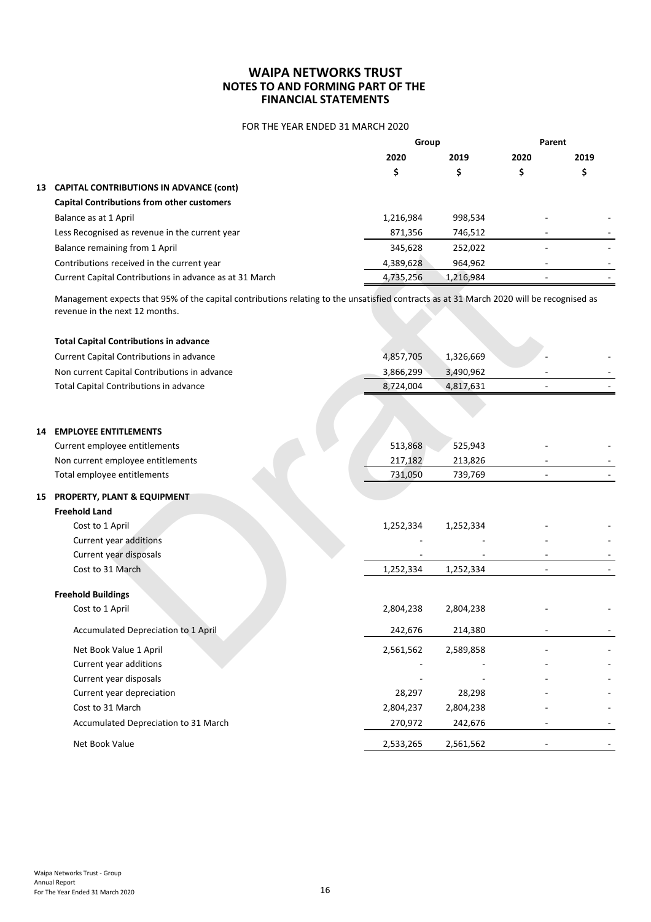# WAIPA NETWORKS TRUST
## NOTES TO AND FORMING PART OF THE FINANCIAL STATEMENTS

FOR THE YEAR ENDED 31 MARCH 2020

| | Group | | Parent | |
|---|---|---|---|---|
| | 2020 | 2019 | 2020 | 2019 |
| | $ | $ | $ | $ |
| **13 CAPITAL CONTRIBUTIONS IN ADVANCE (cont)** | | | | |
| **Capital Contributions from other customers** | | | | |
| Balance as at 1 April | 1,216,984 | 998,534 | - | - |
| Less Recognised as revenue in the current year | 871,356 | 746,512 | - | - |
| Balance remaining from 1 April | 345,628 | 252,022 | - | - |
| Contributions received in the current year | 4,389,628 | 964,962 | - | - |
| Current Capital Contributions in advance as at 31 March | 4,735,256 | 1,216,984 | - | - |

Management expects that 95% of the capital contributions relating to the unsatisfied contracts as at 31 March 2020 will be recognised as revenue in the next 12 months.

| | Group 2020 $ | Group 2019 $ | Parent 2020 $ | Parent 2019 $ |
|---|---|---|---|---|
| **Total Capital Contributions in advance** | | | | |
| Current Capital Contributions in advance | 4,857,705 | 1,326,669 | - | - |
| Non current Capital Contributions in advance | 3,866,299 | 3,490,962 | - | - |
| Total Capital Contributions in advance | 8,724,004 | 4,817,631 | - | - |
| | | | | |
| **14 EMPLOYEE ENTITLEMENTS** | | | | |
| Current employee entitlements | 513,868 | 525,943 | - | - |
| Non current employee entitlements | 217,182 | 213,826 | - | - |
| Total employee entitlements | 731,050 | 739,769 | - | - |
| | | | | |
| **15 PROPERTY, PLANT & EQUIPMENT** | | | | |
| **Freehold Land** | | | | |
| Cost to 1 April | 1,252,334 | 1,252,334 | - | - |
| Current year additions | - | - | - | - |
| Current year disposals | - | - | - | - |
| Cost to 31 March | 1,252,334 | 1,252,334 | - | - |
| | | | | |
| **Freehold Buildings** | | | | |
| Cost to 1 April | 2,804,238 | 2,804,238 | - | - |
| Accumulated Depreciation to 1 April | 242,676 | 214,380 | - | - |
| Net Book Value 1 April | 2,561,562 | 2,589,858 | - | - |
| Current year additions | - | - | - | - |
| Current year disposals | - | - | - | - |
| Current year depreciation | 28,297 | 28,298 | - | - |
| Cost to 31 March | 2,804,237 | 2,804,238 | - | - |
| Accumulated Depreciation to 31 March | 270,972 | 242,676 | - | - |
| Net Book Value | 2,533,265 | 2,561,562 | - | - |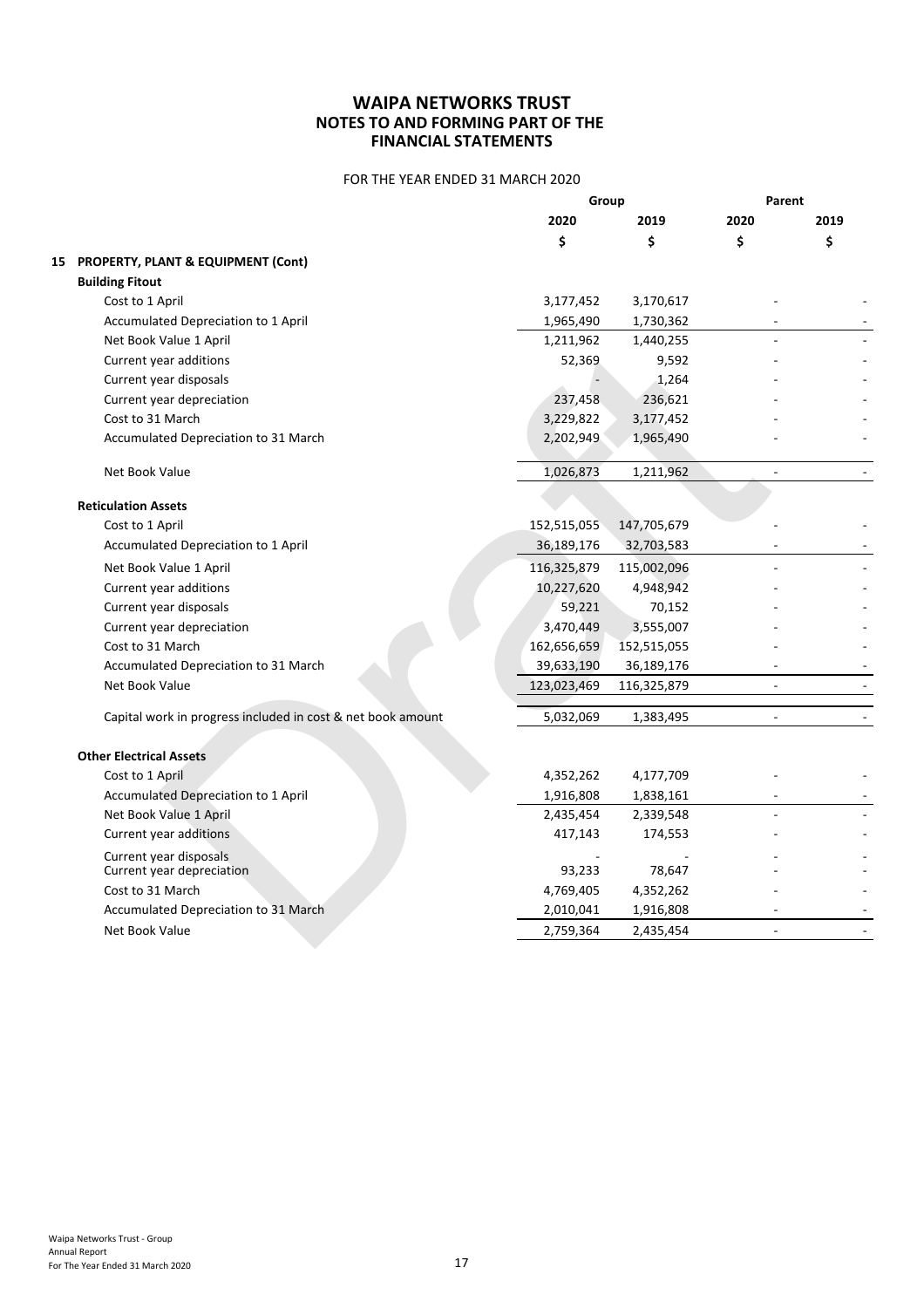# WAIPA NETWORKS TRUST
## NOTES TO AND FORMING PART OF THE FINANCIAL STATEMENTS

FOR THE YEAR ENDED 31 MARCH 2020

| | Group | | Parent | |
|---|---|---|---|---|
| | 2020 | 2019 | 2020 | 2019 |
| | $ | $ | $ | $ |
| **15 PROPERTY, PLANT & EQUIPMENT (Cont)** | | | | |
| **Building Fitout** | | | | |
| Cost to 1 April | 3,177,452 | 3,170,617 | - | - |
| Accumulated Depreciation to 1 April | 1,965,490 | 1,730,362 | - | - |
| Net Book Value 1 April | 1,211,962 | 1,440,255 | - | - |
| Current year additions | 52,369 | 9,592 | - | - |
| Current year disposals | - | 1,264 | - | - |
| Current year depreciation | 237,458 | 236,621 | - | - |
| Cost to 31 March | 3,229,822 | 3,177,452 | - | - |
| Accumulated Depreciation to 31 March | 2,202,949 | 1,965,490 | - | - |
| Net Book Value | 1,026,873 | 1,211,962 | - | - |
| **Reticulation Assets** | | | | |
| Cost to 1 April | 152,515,055 | 147,705,679 | - | - |
| Accumulated Depreciation to 1 April | 36,189,176 | 32,703,583 | - | - |
| Net Book Value 1 April | 116,325,879 | 115,002,096 | - | - |
| Current year additions | 10,227,620 | 4,948,942 | - | - |
| Current year disposals | 59,221 | 70,152 | - | - |
| Current year depreciation | 3,470,449 | 3,555,007 | - | - |
| Cost to 31 March | 162,656,659 | 152,515,055 | - | - |
| Accumulated Depreciation to 31 March | 39,633,190 | 36,189,176 | - | - |
| Net Book Value | 123,023,469 | 116,325,879 | - | - |
| Capital work in progress included in cost & net book amount | 5,032,069 | 1,383,495 | - | - |
| **Other Electrical Assets** | | | | |
| Cost to 1 April | 4,352,262 | 4,177,709 | - | - |
| Accumulated Depreciation to 1 April | 1,916,808 | 1,838,161 | - | - |
| Net Book Value 1 April | 2,435,454 | 2,339,548 | - | - |
| Current year additions | 417,143 | 174,553 | - | - |
| Current year disposals | - | - | - | - |
| Current year depreciation | 93,233 | 78,647 | - | - |
| Cost to 31 March | 4,769,405 | 4,352,262 | - | - |
| Accumulated Depreciation to 31 March | 2,010,041 | 1,916,808 | - | - |
| Net Book Value | 2,759,364 | 2,435,454 | - | - |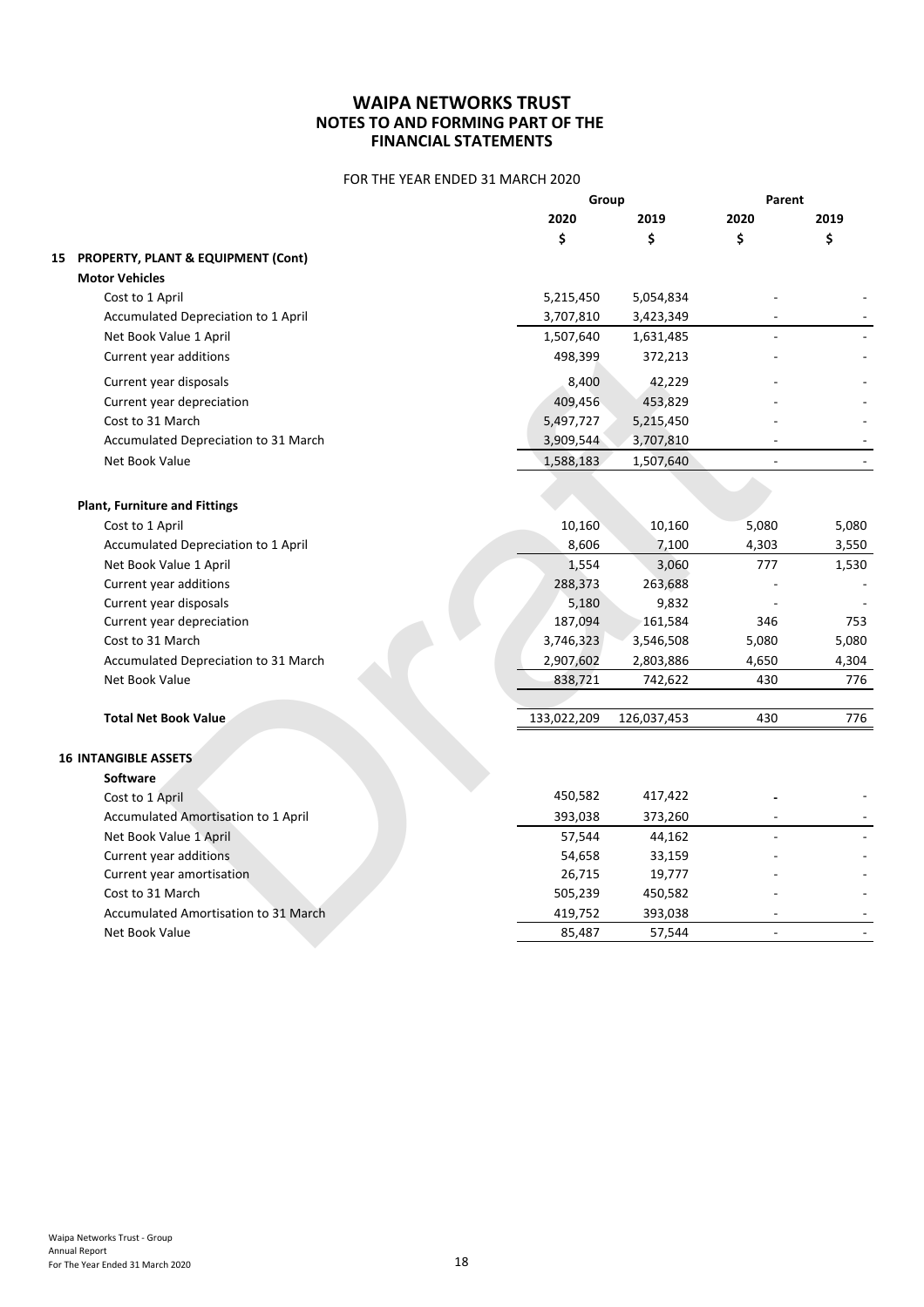# WAIPA NETWORKS TRUST
## NOTES TO AND FORMING PART OF THE FINANCIAL STATEMENTS

FOR THE YEAR ENDED 31 MARCH 2020

| | Group | | Parent | |
|---|---|---|---|---|
| | 2020 | 2019 | 2020 | 2019 |
| | $ | $ | $ | $ |
| **15 PROPERTY, PLANT & EQUIPMENT (Cont)** | | | | |
| **Motor Vehicles** | | | | |
| Cost to 1 April | 5,215,450 | 5,054,834 | - | - |
| Accumulated Depreciation to 1 April | 3,707,810 | 3,423,349 | - | - |
| Net Book Value 1 April | 1,507,640 | 1,631,485 | - | - |
| Current year additions | 498,399 | 372,213 | - | - |
| Current year disposals | 8,400 | 42,229 | - | - |
| Current year depreciation | 409,456 | 453,829 | - | - |
| Cost to 31 March | 5,497,727 | 5,215,450 | - | - |
| Accumulated Depreciation to 31 March | 3,909,544 | 3,707,810 | - | - |
| Net Book Value | 1,588,183 | 1,507,640 | - | - |
| | | | | |
| **Plant, Furniture and Fittings** | | | | |
| Cost to 1 April | 10,160 | 10,160 | 5,080 | 5,080 |
| Accumulated Depreciation to 1 April | 8,606 | 7,100 | 4,303 | 3,550 |
| Net Book Value 1 April | 1,554 | 3,060 | 777 | 1,530 |
| Current year additions | 288,373 | 263,688 | - | - |
| Current year disposals | 5,180 | 9,832 | - | - |
| Current year depreciation | 187,094 | 161,584 | 346 | 753 |
| Cost to 31 March | 3,746,323 | 3,546,508 | 5,080 | 5,080 |
| Accumulated Depreciation to 31 March | 2,907,602 | 2,803,886 | 4,650 | 4,304 |
| Net Book Value | 838,721 | 742,622 | 430 | 776 |
| | | | | |
| **Total Net Book Value** | 133,022,209 | 126,037,453 | 430 | 776 |
| | | | | |
| **16 INTANGIBLE ASSETS** | | | | |
| **Software** | | | | |
| Cost to 1 April | 450,582 | 417,422 | - | - |
| Accumulated Amortisation to 1 April | 393,038 | 373,260 | - | - |
| Net Book Value 1 April | 57,544 | 44,162 | - | - |
| Current year additions | 54,658 | 33,159 | - | - |
| Current year amortisation | 26,715 | 19,777 | - | - |
| Cost to 31 March | 505,239 | 450,582 | - | - |
| Accumulated Amortisation to 31 March | 419,752 | 393,038 | - | - |
| Net Book Value | 85,487 | 57,544 | - | - |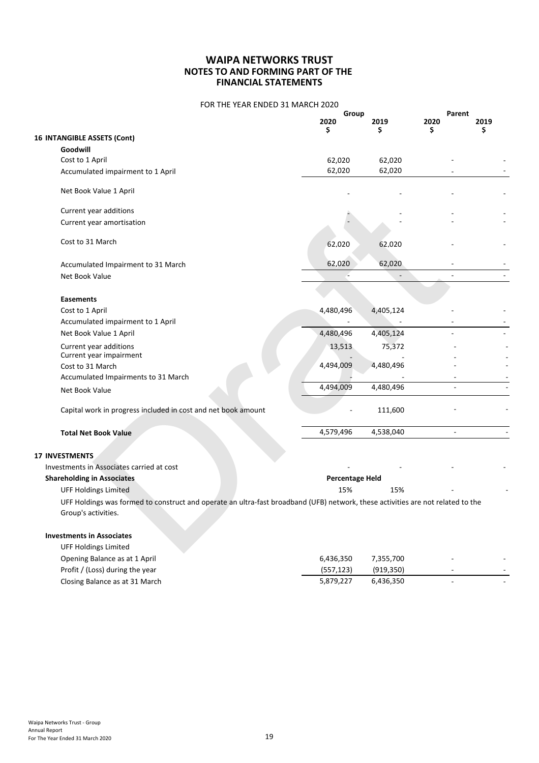# WAIPA NETWORKS TRUST
## NOTES TO AND FORMING PART OF THE FINANCIAL STATEMENTS

FOR THE YEAR ENDED 31 MARCH 2020

| | Group 2020 $ | Group 2019 $ | Parent 2020 $ | Parent 2019 $ |
|---|---|---|---|---|
| **16 INTANGIBLE ASSETS (Cont)** | | | | |
| **Goodwill** | | | | |
| Cost to 1 April | 62,020 | 62,020 | - | - |
| Accumulated impairment to 1 April | 62,020 | 62,020 | - | - |
| Net Book Value 1 April | - | - | - | - |
| Current year additions | - | - | - | - |
| Current year amortisation | - | - | - | - |
| Cost to 31 March | 62,020 | 62,020 | - | - |
| Accumulated Impairment to 31 March | 62,020 | 62,020 | - | - |
| Net Book Value | - | - | - | - |
| **Easements** | | | | |
| Cost to 1 April | 4,480,496 | 4,405,124 | - | - |
| Accumulated impairment to 1 April | - | - | - | - |
| Net Book Value 1 April | 4,480,496 | 4,405,124 | - | - |
| Current year additions | 13,513 | 75,372 | - | - |
| Current year impairment | - | - | - | - |
| Cost to 31 March | 4,494,009 | 4,480,496 | - | - |
| Accumulated Impairments to 31 March | - | - | - | - |
| Net Book Value | 4,494,009 | 4,480,496 | - | - |
| Capital work in progress included in cost and net book amount | - | 111,600 | - | - |
| **Total Net Book Value** | 4,579,496 | 4,538,040 | - | - |

| | Group 2020 $ | Group 2019 $ | Parent 2020 $ | Parent 2019 $ |
|---|---|---|---|---|
| **17 INVESTMENTS** | | | | |
| Investments in Associates carried at cost | - | - | - | - |
| **Shareholding in Associates** | **Percentage Held** | | | |
| UFF Holdings Limited | 15% | 15% | - | - |

UFF Holdings was formed to construct and operate an ultra-fast broadband (UFB) network, these activities are not related to the Group's activities.

| | Group 2020 $ | Group 2019 $ | Parent 2020 $ | Parent 2019 $ |
|---|---|---|---|---|
| **Investments in Associates** | | | | |
| UFF Holdings Limited | | | | |
| Opening Balance as at 1 April | 6,436,350 | 7,355,700 | - | - |
| Profit / (Loss) during the year | (557,123) | (919,350) | - | - |
| Closing Balance as at 31 March | 5,879,227 | 6,436,350 | - | - |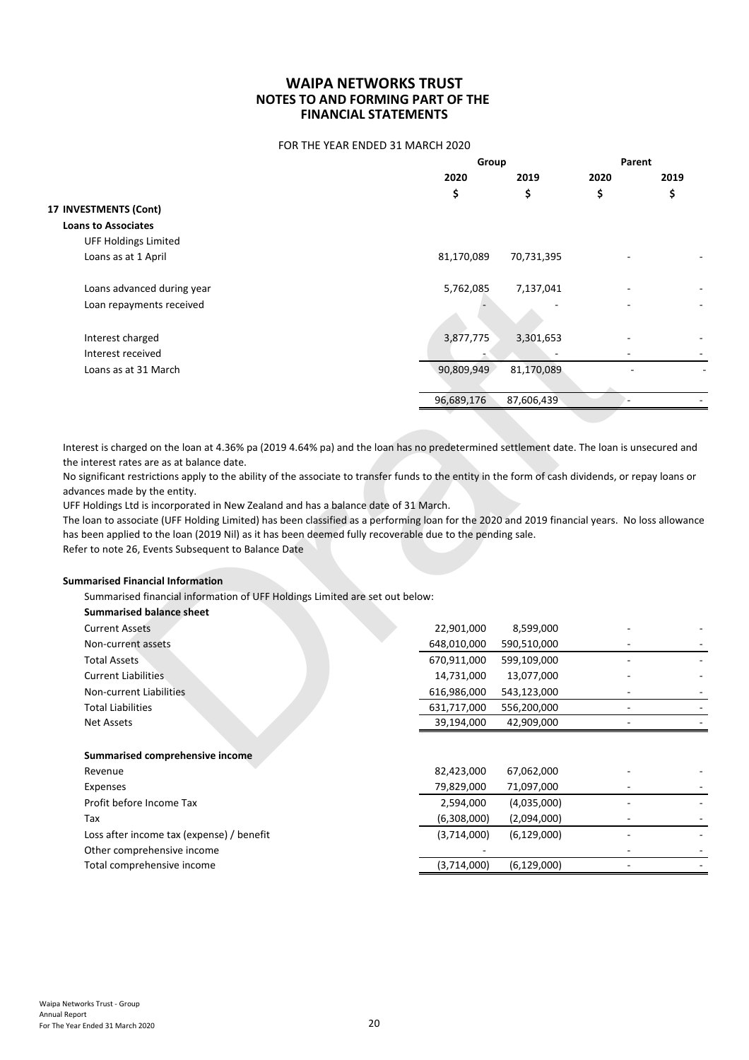# WAIPA NETWORKS TRUST
## NOTES TO AND FORMING PART OF THE FINANCIAL STATEMENTS

FOR THE YEAR ENDED 31 MARCH 2020

| | Group | | Parent | |
|---|---|---|---|---|
| | 2020 | 2019 | 2020 | 2019 |
| | $ | $ | $ | $ |
| **17 INVESTMENTS (Cont)** | | | | |
| **Loans to Associates** | | | | |
| UFF Holdings Limited | | | | |
| Loans as at 1 April | 81,170,089 | 70,731,395 | - | - |
| Loans advanced during year | 5,762,085 | 7,137,041 | - | - |
| Loan repayments received | - | - | - | - |
| Interest charged | 3,877,775 | 3,301,653 | - | - |
| Interest received | - | - | - | - |
| Loans as at 31 March | 90,809,949 | 81,170,089 | - | - |
| | 96,689,176 | 87,606,439 | - | - |

Interest is charged on the loan at 4.36% pa (2019 4.64% pa) and the loan has no predetermined settlement date. The loan is unsecured and the interest rates are as at balance date.

No significant restrictions apply to the ability of the associate to transfer funds to the entity in the form of cash dividends, or repay loans or advances made by the entity.

UFF Holdings Ltd is incorporated in New Zealand and has a balance date of 31 March.

The loan to associate (UFF Holding Limited) has been classified as a performing loan for the 2020 and 2019 financial years. No loss allowance has been applied to the loan (2019 Nil) as it has been deemed fully recoverable due to the pending sale.

Refer to note 26, Events Subsequent to Balance Date

**Summarised Financial Information**

Summarised financial information of UFF Holdings Limited are set out below:

| | Group 2020 | Group 2019 | Parent 2020 | Parent 2019 |
|---|---|---|---|---|
| **Summarised balance sheet** | | | | |
| Current Assets | 22,901,000 | 8,599,000 | - | - |
| Non-current assets | 648,010,000 | 590,510,000 | - | - |
| Total Assets | 670,911,000 | 599,109,000 | - | - |
| Current Liabilities | 14,731,000 | 13,077,000 | - | - |
| Non-current Liabilities | 616,986,000 | 543,123,000 | - | - |
| Total Liabilities | 631,717,000 | 556,200,000 | - | - |
| Net Assets | 39,194,000 | 42,909,000 | - | - |
| **Summarised comprehensive income** | | | | |
| Revenue | 82,423,000 | 67,062,000 | - | - |
| Expenses | 79,829,000 | 71,097,000 | - | - |
| Profit before Income Tax | 2,594,000 | (4,035,000) | - | - |
| Tax | (6,308,000) | (2,094,000) | - | - |
| Loss after income tax (expense) / benefit | (3,714,000) | (6,129,000) | - | - |
| Other comprehensive income | - | | - | - |
| Total comprehensive income | (3,714,000) | (6,129,000) | - | - |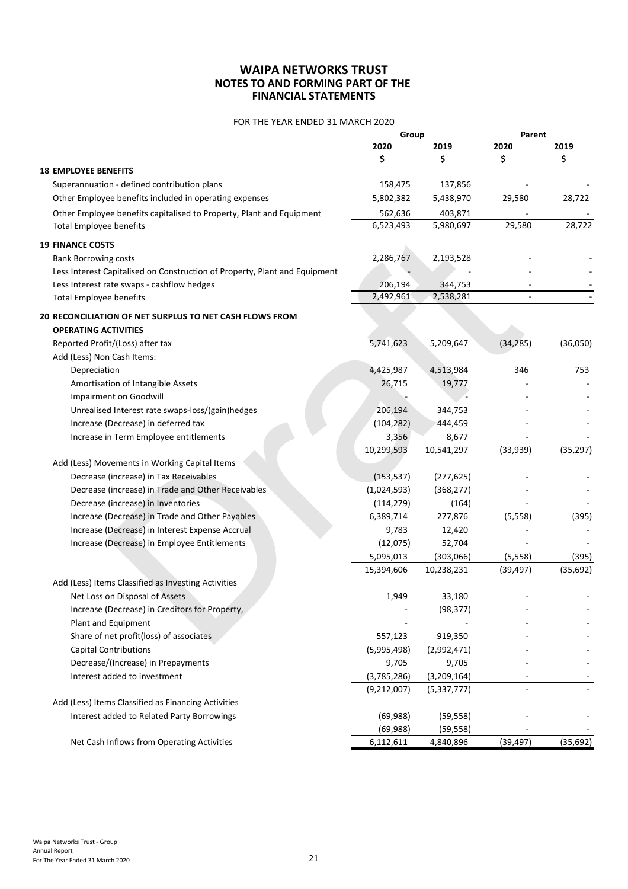# WAIPA NETWORKS TRUST
## NOTES TO AND FORMING PART OF THE FINANCIAL STATEMENTS

FOR THE YEAR ENDED 31 MARCH 2020

| | Group | | Parent | |
|---|---|---|---|---|
| | 2020 | 2019 | 2020 | 2019 |
| | $ | $ | $ | $ |
| **18 EMPLOYEE BENEFITS** | | | | |
| Superannuation - defined contribution plans | 158,475 | 137,856 | - | - |
| Other Employee benefits included in operating expenses | 5,802,382 | 5,438,970 | 29,580 | 28,722 |
| Other Employee benefits capitalised to Property, Plant and Equipment | 562,636 | 403,871 | - | - |
| Total Employee benefits | 6,523,493 | 5,980,697 | 29,580 | 28,722 |
| **19 FINANCE COSTS** | | | | |
| Bank Borrowing costs | 2,286,767 | 2,193,528 | - | - |
| Less Interest Capitalised on Construction of Property, Plant and Equipment | - | - | - | - |
| Less Interest rate swaps - cashflow hedges | 206,194 | 344,753 | - | - |
| Total Employee benefits | 2,492,961 | 2,538,281 | - | - |
| **20 RECONCILIATION OF NET SURPLUS TO NET CASH FLOWS FROM OPERATING ACTIVITIES** | | | | |
| Reported Profit/(Loss) after tax | 5,741,623 | 5,209,647 | (34,285) | (36,050) |
| Add (Less) Non Cash Items: | | | | |
| Depreciation | 4,425,987 | 4,513,984 | 346 | 753 |
| Amortisation of Intangible Assets | 26,715 | 19,777 | - | - |
| Impairment on Goodwill | - | - | - | - |
| Unrealised Interest rate swaps-loss/(gain)hedges | 206,194 | 344,753 | - | - |
| Increase (Decrease) in deferred tax | (104,282) | 444,459 | - | - |
| Increase in Term Employee entitlements | 3,356 | 8,677 | - | - |
| | 10,299,593 | 10,541,297 | (33,939) | (35,297) |
| Add (Less) Movements in Working Capital Items | | | | |
| Decrease (increase) in Tax Receivables | (153,537) | (277,625) | - | - |
| Decrease (increase) in Trade and Other Receivables | (1,024,593) | (368,277) | - | - |
| Decrease (increase) in Inventories | (114,279) | (164) | - | - |
| Increase (Decrease) in Trade and Other Payables | 6,389,714 | 277,876 | (5,558) | (395) |
| Increase (Decrease) in Interest Expense Accrual | 9,783 | 12,420 | - | - |
| Increase (Decrease) in Employee Entitlements | (12,075) | 52,704 | - | - |
| | 5,095,013 | (303,066) | (5,558) | (395) |
| | 15,394,606 | 10,238,231 | (39,497) | (35,692) |
| Add (Less) Items Classified as Investing Activities | | | | |
| Net Loss on Disposal of Assets | 1,949 | 33,180 | - | - |
| Increase (Decrease) in Creditors for Property, | - | (98,377) | - | - |
| Plant and Equipment | - | - | - | - |
| Share of net profit(loss) of associates | 557,123 | 919,350 | - | - |
| Capital Contributions | (5,995,498) | (2,992,471) | - | - |
| Decrease/(Increase) in Prepayments | 9,705 | 9,705 | - | - |
| Interest added to investment | (3,785,286) | (3,209,164) | - | - |
| | (9,212,007) | (5,337,777) | - | - |
| Add (Less) Items Classified as Financing Activities | | | | |
| Interest added to Related Party Borrowings | (69,988) | (59,558) | - | - |
| | (69,988) | (59,558) | - | - |
| Net Cash Inflows from Operating Activities | 6,112,611 | 4,840,896 | (39,497) | (35,692) |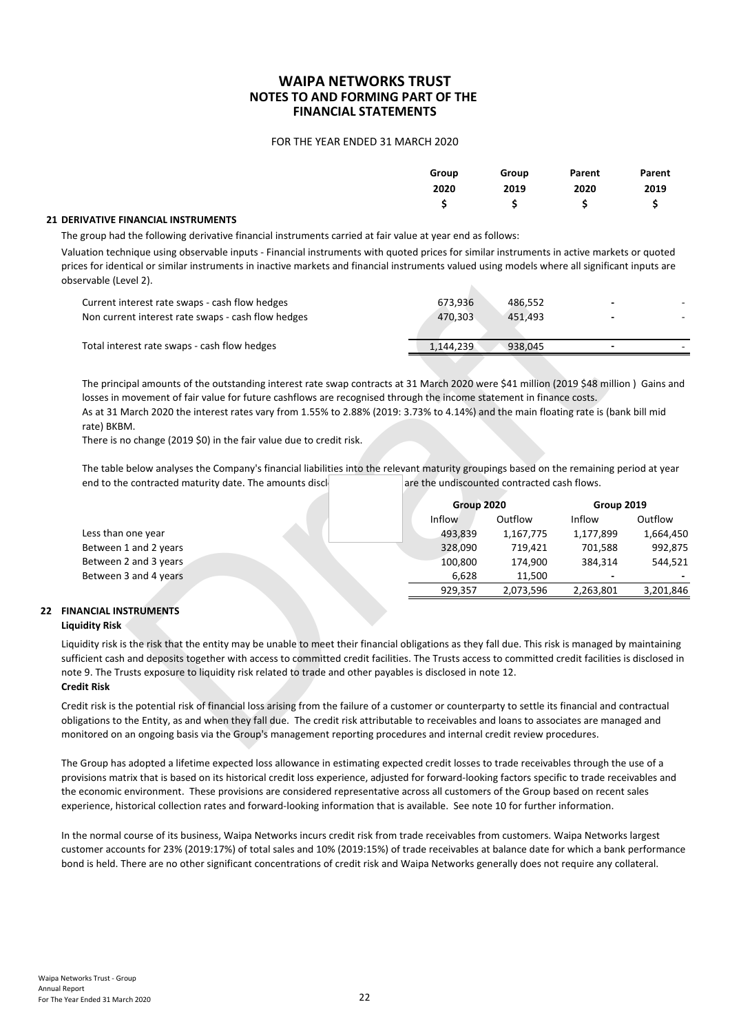# WAIPA NETWORKS TRUST
## NOTES TO AND FORMING PART OF THE FINANCIAL STATEMENTS

FOR THE YEAR ENDED 31 MARCH 2020

| | Group 2020 $ | Group 2019 $ | Parent 2020 $ | Parent 2019 $ |
|---|---|---|---|---|

### 21 DERIVATIVE FINANCIAL INSTRUMENTS

The group had the following derivative financial instruments carried at fair value at year end as follows:

Valuation technique using observable inputs - Financial instruments with quoted prices for similar instruments in active markets or quoted prices for identical or similar instruments in inactive markets and financial instruments valued using models where all significant inputs are observable (Level 2).

| | Group 2020 $ | Group 2019 $ | Parent 2020 $ | Parent 2019 $ |
|---|---|---|---|---|
| Current interest rate swaps - cash flow hedges | 673,936 | 486,552 | - | - |
| Non current interest rate swaps - cash flow hedges | 470,303 | 451,493 | - | - |
| Total interest rate swaps - cash flow hedges | 1,144,239 | 938,045 | - | - |

The principal amounts of the outstanding interest rate swap contracts at 31 March 2020 were $41 million (2019 $48 million ) Gains and losses in movement of fair value for future cashflows are recognised through the income statement in finance costs.
As at 31 March 2020 the interest rates vary from 1.55% to 2.88% (2019: 3.73% to 4.14%) and the main floating rate is (bank bill mid rate) BKBM.
There is no change (2019 $0) in the fair value due to credit risk.

The table below analyses the Company's financial liabilities into the relevant maturity groupings based on the remaining period at year end to the contracted maturity date. The amounts discl are the undiscounted contracted cash flows.

| | Group 2020 | | Group 2019 | |
|---|---|---|---|---|
| | Inflow | Outflow | Inflow | Outflow |
| Less than one year | 493,839 | 1,167,775 | 1,177,899 | 1,664,450 |
| Between 1 and 2 years | 328,090 | 719,421 | 701,588 | 992,875 |
| Between 2 and 3 years | 100,800 | 174,900 | 384,314 | 544,521 |
| Between 3 and 4 years | 6,628 | 11,500 | - | - |
| | 929,357 | 2,073,596 | 2,263,801 | 3,201,846 |

### 22 FINANCIAL INSTRUMENTS

**Liquidity Risk**

Liquidity risk is the risk that the entity may be unable to meet their financial obligations as they fall due. This risk is managed by maintaining sufficient cash and deposits together with access to committed credit facilities. The Trusts access to committed credit facilities is disclosed in note 9. The Trusts exposure to liquidity risk related to trade and other payables is disclosed in note 12.

**Credit Risk**

Credit risk is the potential risk of financial loss arising from the failure of a customer or counterparty to settle its financial and contractual obligations to the Entity, as and when they fall due. The credit risk attributable to receivables and loans to associates are managed and monitored on an ongoing basis via the Group's management reporting procedures and internal credit review procedures.

The Group has adopted a lifetime expected loss allowance in estimating expected credit losses to trade receivables through the use of a provisions matrix that is based on its historical credit loss experience, adjusted for forward-looking factors specific to trade receivables and the economic environment. These provisions are considered representative across all customers of the Group based on recent sales experience, historical collection rates and forward-looking information that is available. See note 10 for further information.

In the normal course of its business, Waipa Networks incurs credit risk from trade receivables from customers. Waipa Networks largest customer accounts for 23% (2019:17%) of total sales and 10% (2019:15%) of trade receivables at balance date for which a bank performance bond is held. There are no other significant concentrations of credit risk and Waipa Networks generally does not require any collateral.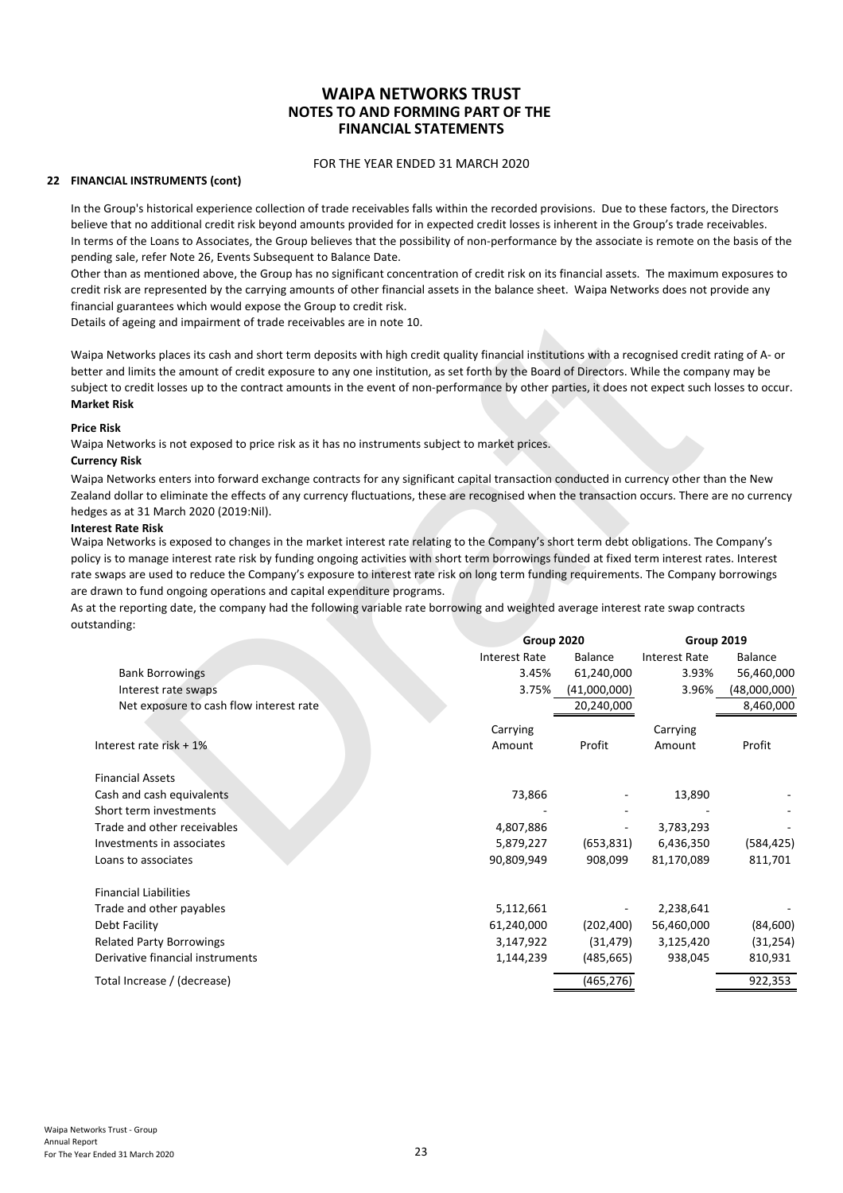# WAIPA NETWORKS TRUST
## NOTES TO AND FORMING PART OF THE FINANCIAL STATEMENTS

FOR THE YEAR ENDED 31 MARCH 2020

### 22 FINANCIAL INSTRUMENTS (cont)

In the Group's historical experience collection of trade receivables falls within the recorded provisions. Due to these factors, the Directors believe that no additional credit risk beyond amounts provided for in expected credit losses is inherent in the Group's trade receivables.
In terms of the Loans to Associates, the Group believes that the possibility of non-performance by the associate is remote on the basis of the pending sale, refer Note 26, Events Subsequent to Balance Date.
Other than as mentioned above, the Group has no significant concentration of credit risk on its financial assets. The maximum exposures to credit risk are represented by the carrying amounts of other financial assets in the balance sheet. Waipa Networks does not provide any financial guarantees which would expose the Group to credit risk.
Details of ageing and impairment of trade receivables are in note 10.

Waipa Networks places its cash and short term deposits with high credit quality financial institutions with a recognised credit rating of A- or better and limits the amount of credit exposure to any one institution, as set forth by the Board of Directors. While the company may be subject to credit losses up to the contract amounts in the event of non-performance by other parties, it does not expect such losses to occur.

**Market Risk**

**Price Risk**

Waipa Networks is not exposed to price risk as it has no instruments subject to market prices.

**Currency Risk**

Waipa Networks enters into forward exchange contracts for any significant capital transaction conducted in currency other than the New Zealand dollar to eliminate the effects of any currency fluctuations, these are recognised when the transaction occurs. There are no currency hedges as at 31 March 2020 (2019:Nil).

**Interest Rate Risk**

Waipa Networks is exposed to changes in the market interest rate relating to the Company's short term debt obligations. The Company's policy is to manage interest rate risk by funding ongoing activities with short term borrowings funded at fixed term interest rates. Interest rate swaps are used to reduce the Company's exposure to interest rate risk on long term funding requirements. The Company borrowings are drawn to fund ongoing operations and capital expenditure programs.
As at the reporting date, the company had the following variable rate borrowing and weighted average interest rate swap contracts outstanding:

| | Group 2020 | | Group 2019 | |
|---|---|---|---|---|
| | Interest Rate | Balance | Interest Rate | Balance |
| Bank Borrowings | 3.45% | 61,240,000 | 3.93% | 56,460,000 |
| Interest rate swaps | 3.75% | (41,000,000) | 3.96% | (48,000,000) |
| Net exposure to cash flow interest rate | | 20,240,000 | | 8,460,000 |

| Interest rate risk + 1% | Carrying Amount | Profit | Carrying Amount | Profit |
|---|---|---|---|---|
| **Financial Assets** | | | | |
| Cash and cash equivalents | 73,866 | - | 13,890 | - |
| Short term investments | - | - | - | - |
| Trade and other receivables | 4,807,886 | - | 3,783,293 | - |
| Investments in associates | 5,879,227 | (653,831) | 6,436,350 | (584,425) |
| Loans to associates | 90,809,949 | 908,099 | 81,170,089 | 811,701 |
| **Financial Liabilities** | | | | |
| Trade and other payables | 5,112,661 | - | 2,238,641 | - |
| Debt Facility | 61,240,000 | (202,400) | 56,460,000 | (84,600) |
| Related Party Borrowings | 3,147,922 | (31,479) | 3,125,420 | (31,254) |
| Derivative financial instruments | 1,144,239 | (485,665) | 938,045 | 810,931 |
| Total Increase / (decrease) | | (465,276) | | 922,353 |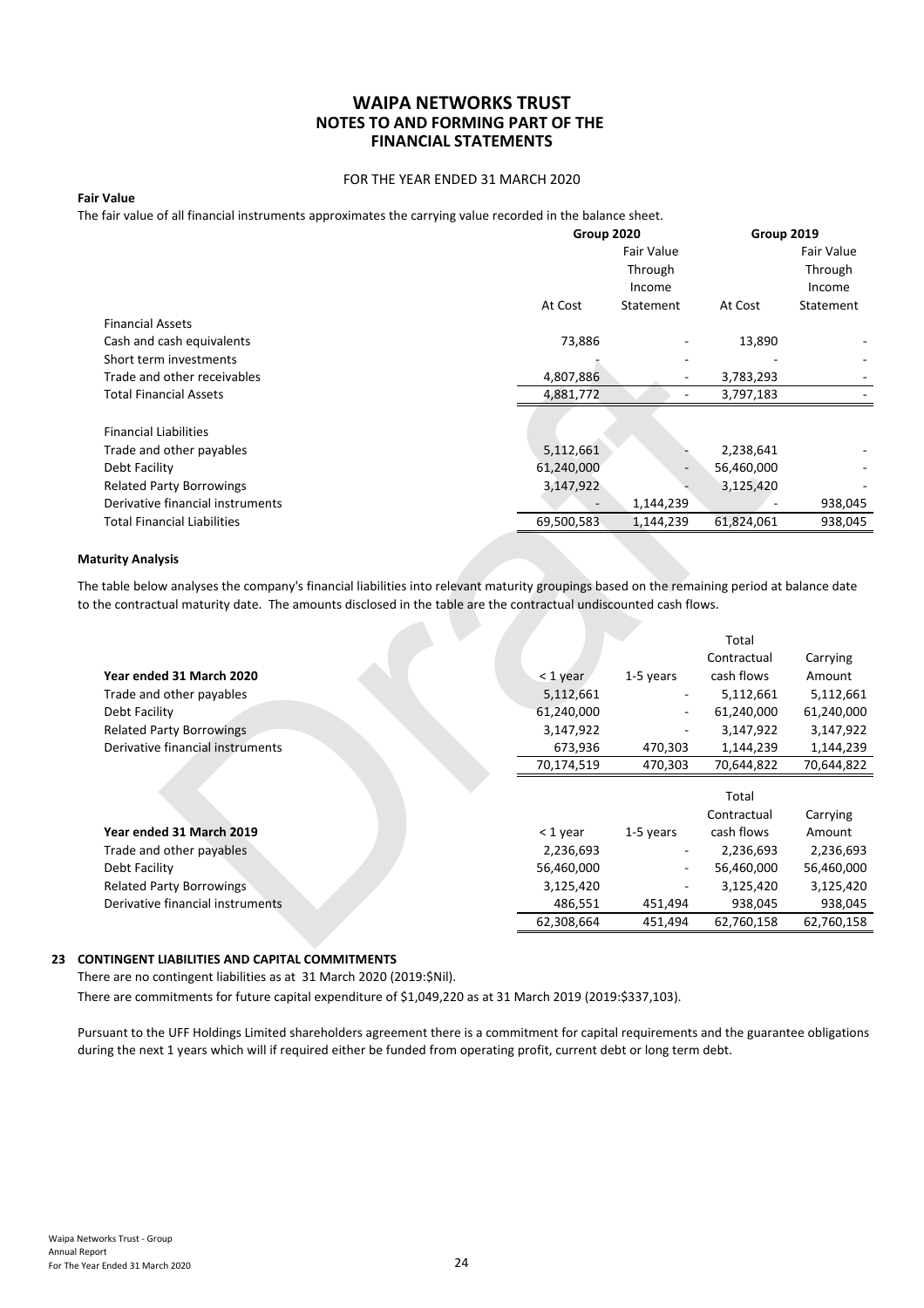# WAIPA NETWORKS TRUST
## NOTES TO AND FORMING PART OF THE FINANCIAL STATEMENTS

FOR THE YEAR ENDED 31 MARCH 2020

**Fair Value**

The fair value of all financial instruments approximates the carrying value recorded in the balance sheet.

| | Group 2020 | | Group 2019 | |
|---|---|---|---|---|
| | At Cost | Fair Value Through Income Statement | At Cost | Fair Value Through Income Statement |
| Financial Assets | | | | |
| Cash and cash equivalents | 73,886 | - | 13,890 | - |
| Short term investments | - | - | - | - |
| Trade and other receivables | 4,807,886 | - | 3,783,293 | - |
| Total Financial Assets | 4,881,772 | - | 3,797,183 | - |
| | | | | |
| Financial Liabilities | | | | |
| Trade and other payables | 5,112,661 | - | 2,238,641 | - |
| Debt Facility | 61,240,000 | - | 56,460,000 | - |
| Related Party Borrowings | 3,147,922 | - | 3,125,420 | - |
| Derivative financial instruments | - | 1,144,239 | - | 938,045 |
| Total Financial Liabilities | 69,500,583 | 1,144,239 | 61,824,061 | 938,045 |

**Maturity Analysis**

The table below analyses the company's financial liabilities into relevant maturity groupings based on the remaining period at balance date to the contractual maturity date. The amounts disclosed in the table are the contractual undiscounted cash flows.

| **Year ended 31 March 2020** | < 1 year | 1-5 years | Total Contractual cash flows | Carrying Amount |
|---|---|---|---|---|
| Trade and other payables | 5,112,661 | - | 5,112,661 | 5,112,661 |
| Debt Facility | 61,240,000 | - | 61,240,000 | 61,240,000 |
| Related Party Borrowings | 3,147,922 | - | 3,147,922 | 3,147,922 |
| Derivative financial instruments | 673,936 | 470,303 | 1,144,239 | 1,144,239 |
| | 70,174,519 | 470,303 | 70,644,822 | 70,644,822 |

| **Year ended 31 March 2019** | < 1 year | 1-5 years | Total Contractual cash flows | Carrying Amount |
|---|---|---|---|---|
| Trade and other payables | 2,236,693 | - | 2,236,693 | 2,236,693 |
| Debt Facility | 56,460,000 | - | 56,460,000 | 56,460,000 |
| Related Party Borrowings | 3,125,420 | - | 3,125,420 | 3,125,420 |
| Derivative financial instruments | 486,551 | 451,494 | 938,045 | 938,045 |
| | 62,308,664 | 451,494 | 62,760,158 | 62,760,158 |

## 23 CONTINGENT LIABILITIES AND CAPITAL COMMITMENTS

There are no contingent liabilities as at 31 March 2020 (2019:$Nil).

There are commitments for future capital expenditure of $1,049,220 as at 31 March 2019 (2019:$337,103).

Pursuant to the UFF Holdings Limited shareholders agreement there is a commitment for capital requirements and the guarantee obligations during the next 1 years which will if required either be funded from operating profit, current debt or long term debt.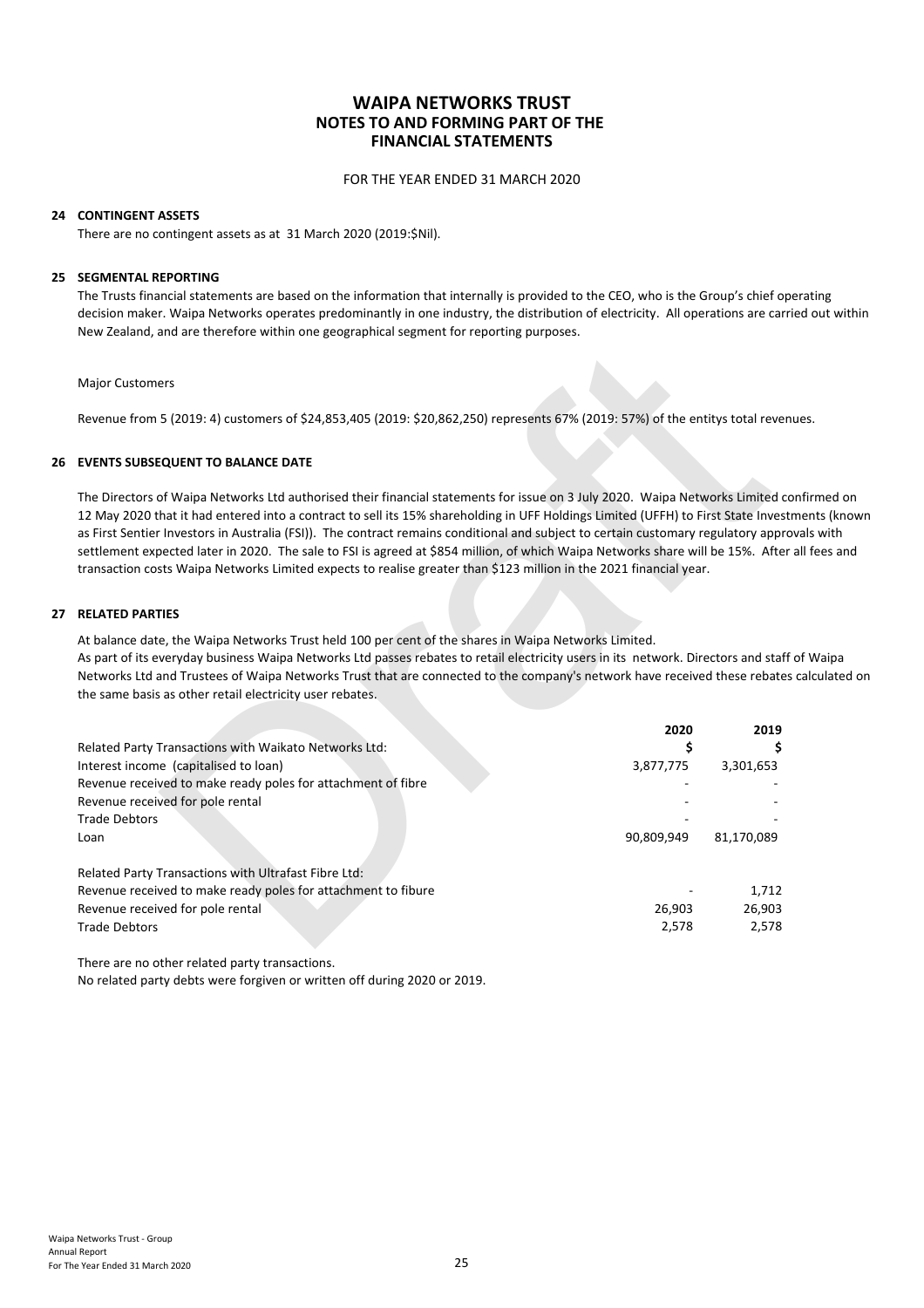# WAIPA NETWORKS TRUST
## NOTES TO AND FORMING PART OF THE FINANCIAL STATEMENTS

FOR THE YEAR ENDED 31 MARCH 2020

### 24 CONTINGENT ASSETS

There are no contingent assets as at 31 March 2020 (2019:$Nil).

### 25 SEGMENTAL REPORTING

The Trusts financial statements are based on the information that internally is provided to the CEO, who is the Group's chief operating decision maker. Waipa Networks operates predominantly in one industry, the distribution of electricity. All operations are carried out within New Zealand, and are therefore within one geographical segment for reporting purposes.

Major Customers

Revenue from 5 (2019: 4) customers of $24,853,405 (2019: $20,862,250) represents 67% (2019: 57%) of the entitys total revenues.

### 26 EVENTS SUBSEQUENT TO BALANCE DATE

The Directors of Waipa Networks Ltd authorised their financial statements for issue on 3 July 2020. Waipa Networks Limited confirmed on 12 May 2020 that it had entered into a contract to sell its 15% shareholding in UFF Holdings Limited (UFFH) to First State Investments (known as First Sentier Investors in Australia (FSI)). The contract remains conditional and subject to certain customary regulatory approvals with settlement expected later in 2020. The sale to FSI is agreed at $854 million, of which Waipa Networks share will be 15%. After all fees and transaction costs Waipa Networks Limited expects to realise greater than $123 million in the 2021 financial year.

### 27 RELATED PARTIES

At balance date, the Waipa Networks Trust held 100 per cent of the shares in Waipa Networks Limited.
As part of its everyday business Waipa Networks Ltd passes rebates to retail electricity users in its network. Directors and staff of Waipa Networks Ltd and Trustees of Waipa Networks Trust that are connected to the company's network have received these rebates calculated on the same basis as other retail electricity user rebates.

| | 2020 | 2019 |
|---|---|---|
| Related Party Transactions with Waikato Networks Ltd: | $ | $ |
| Interest income (capitalised to loan) | 3,877,775 | 3,301,653 |
| Revenue received to make ready poles for attachment of fibre | - | - |
| Revenue received for pole rental | - | - |
| Trade Debtors | - | - |
| Loan | 90,809,949 | 81,170,089 |
| | | |
| Related Party Transactions with Ultrafast Fibre Ltd: | | |
| Revenue received to make ready poles for attachment to fibure | - | 1,712 |
| Revenue received for pole rental | 26,903 | 26,903 |
| Trade Debtors | 2,578 | 2,578 |

There are no other related party transactions.
No related party debts were forgiven or written off during 2020 or 2019.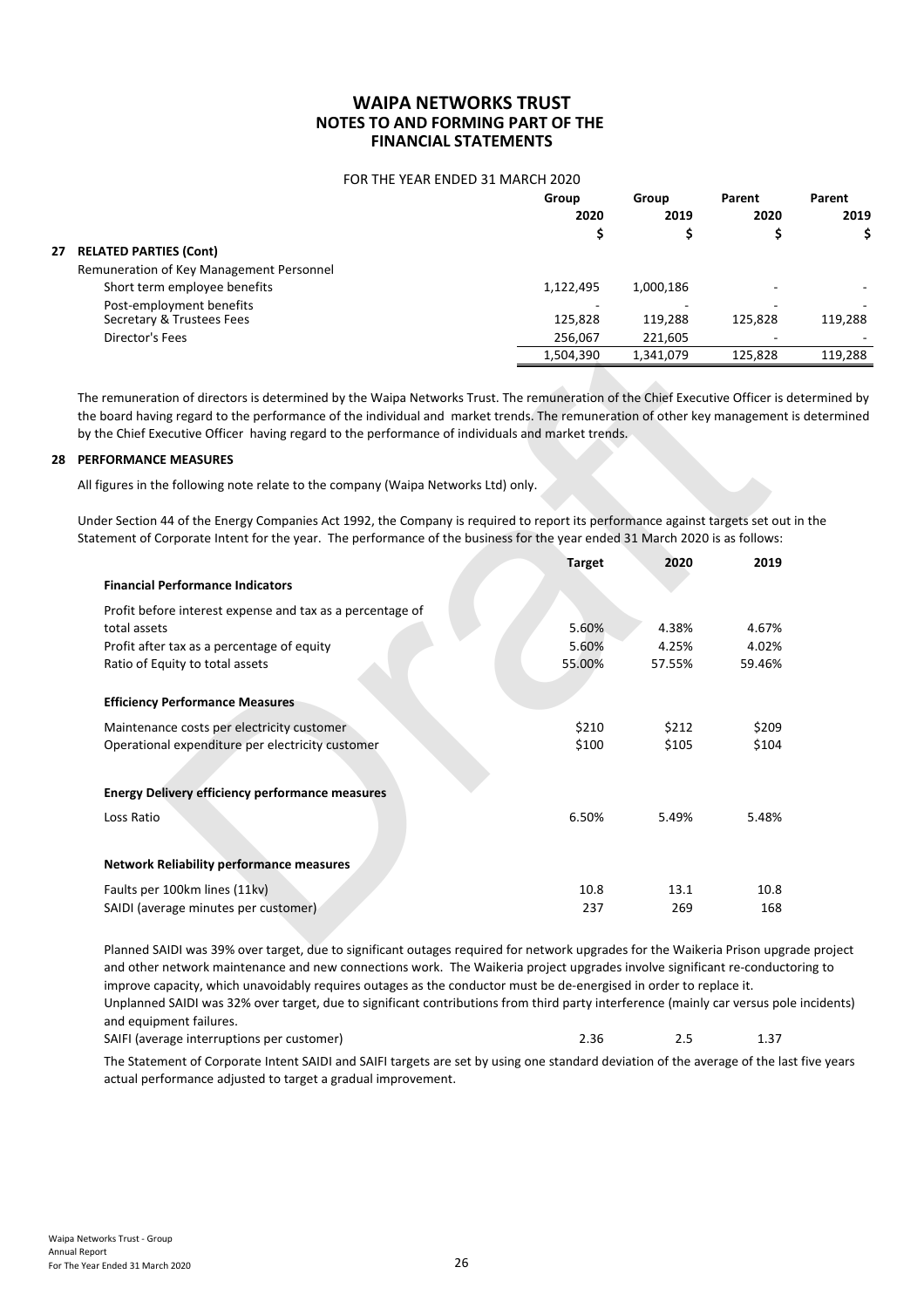# WAIPA NETWORKS TRUST
## NOTES TO AND FORMING PART OF THE FINANCIAL STATEMENTS

FOR THE YEAR ENDED 31 MARCH 2020

| | Group 2020 $ | Group 2019 $ | Parent 2020 $ | Parent 2019 $ |
|---|---|---|---|---|
| **27 RELATED PARTIES (Cont)** | | | | |
| Remuneration of Key Management Personnel | | | | |
| Short term employee benefits | 1,122,495 | 1,000,186 | - | - |
| Post-employment benefits | - | - | - | - |
| Secretary & Trustees Fees | 125,828 | 119,288 | 125,828 | 119,288 |
| Director's Fees | 256,067 | 221,605 | - | - |
| | 1,504,390 | 1,341,079 | 125,828 | 119,288 |

The remuneration of directors is determined by the Waipa Networks Trust. The remuneration of the Chief Executive Officer is determined by the board having regard to the performance of the individual and market trends. The remuneration of other key management is determined by the Chief Executive Officer having regard to the performance of individuals and market trends.

## 28 PERFORMANCE MEASURES

All figures in the following note relate to the company (Waipa Networks Ltd) only.

Under Section 44 of the Energy Companies Act 1992, the Company is required to report its performance against targets set out in the Statement of Corporate Intent for the year. The performance of the business for the year ended 31 March 2020 is as follows:

| | Target | 2020 | 2019 |
|---|---|---|---|
| **Financial Performance Indicators** | | | |
| Profit before interest expense and tax as a percentage of total assets | 5.60% | 4.38% | 4.67% |
| Profit after tax as a percentage of equity | 5.60% | 4.25% | 4.02% |
| Ratio of Equity to total assets | 55.00% | 57.55% | 59.46% |
| **Efficiency Performance Measures** | | | |
| Maintenance costs per electricity customer | $210 | $212 | $209 |
| Operational expenditure per electricity customer | $100 | $105 | $104 |
| **Energy Delivery efficiency performance measures** | | | |
| Loss Ratio | 6.50% | 5.49% | 5.48% |
| **Network Reliability performance measures** | | | |
| Faults per 100km lines (11kv) | 10.8 | 13.1 | 10.8 |
| SAIDI (average minutes per customer) | 237 | 269 | 168 |

Planned SAIDI was 39% over target, due to significant outages required for network upgrades for the Waikeria Prison upgrade project and other network maintenance and new connections work. The Waikeria project upgrades involve significant re-conductoring to improve capacity, which unavoidably requires outages as the conductor must be de-energised in order to replace it.
Unplanned SAIDI was 32% over target, due to significant contributions from third party interference (mainly car versus pole incidents) and equipment failures.

| | Target | 2020 | 2019 |
|---|---|---|---|
| SAIFI (average interruptions per customer) | 2.36 | 2.5 | 1.37 |

The Statement of Corporate Intent SAIDI and SAIFI targets are set by using one standard deviation of the average of the last five years actual performance adjusted to target a gradual improvement.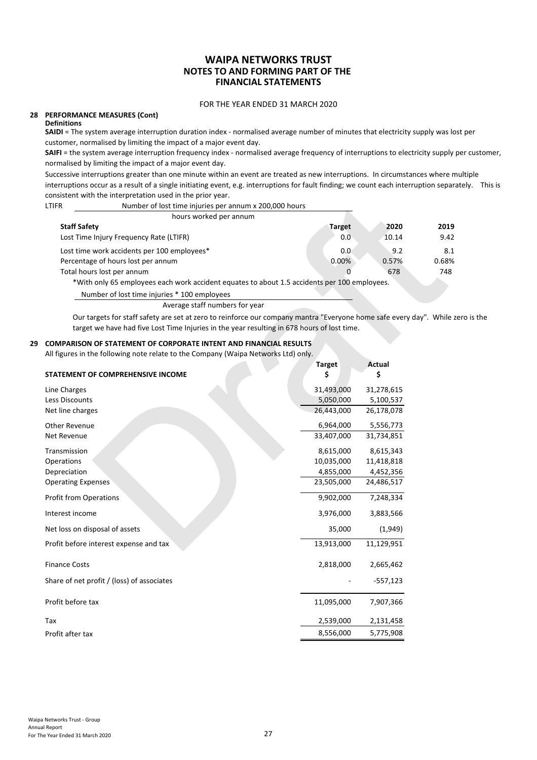# WAIPA NETWORKS TRUST
# NOTES TO AND FORMING PART OF THE FINANCIAL STATEMENTS

FOR THE YEAR ENDED 31 MARCH 2020

## 28 PERFORMANCE MEASURES (Cont)

**Definitions**

**SAIDI** = The system average interruption duration index - normalised average number of minutes that electricity supply was lost per customer, normalised by limiting the impact of a major event day.

**SAIFI** = the system average interruption frequency index - normalised average frequency of interruptions to electricity supply per customer, normalised by limiting the impact of a major event day.

Successive interruptions greater than one minute within an event are treated as new interruptions. In circumstances where multiple interruptions occur as a result of a single initiating event, e.g. interruptions for fault finding; we count each interruption separately. This is consistent with the interpretation used in the prior year.

$$LTIFR = \frac{\text{Number of lost time injuries per annum} \times 200{,}000 \text{ hours}}{\text{hours worked per annum}}$$

| **Staff Safety** | **Target** | **2020** | **2019** |
|---|---|---|---|
| Lost Time Injury Frequency Rate (LTIFR) | 0.0 | 10.14 | 9.42 |
| Lost time work accidents per 100 employees* | 0.0 | 9.2 | 8.1 |
| Percentage of hours lost per annum | 0.00% | 0.57% | 0.68% |
| Total hours lost per annum | 0 | 678 | 748 |

*With only 65 employees each work accident equates to about 1.5 accidents per 100 employees.

$$\frac{\text{Number of lost time injuries} \times 100 \text{ employees}}{\text{Average staff numbers for year}}$$

Our targets for staff safety are set at zero to reinforce our company mantra "Everyone home safe every day". While zero is the target we have had five Lost Time Injuries in the year resulting in 678 hours of lost time.

## 29 COMPARISON OF STATEMENT OF CORPORATE INTENT AND FINANCIAL RESULTS

All figures in the following note relate to the Company (Waipa Networks Ltd) only.

| **STATEMENT OF COMPREHENSIVE INCOME** | **Target** $ | **Actual** $ |
|---|---|---|
| Line Charges | 31,493,000 | 31,278,615 |
| Less Discounts | 5,050,000 | 5,100,537 |
| Net line charges | 26,443,000 | 26,178,078 |
| Other Revenue | 6,964,000 | 5,556,773 |
| Net Revenue | 33,407,000 | 31,734,851 |
| Transmission | 8,615,000 | 8,615,343 |
| Operations | 10,035,000 | 11,418,818 |
| Depreciation | 4,855,000 | 4,452,356 |
| Operating Expenses | 23,505,000 | 24,486,517 |
| Profit from Operations | 9,902,000 | 7,248,334 |
| Interest income | 3,976,000 | 3,883,566 |
| Net loss on disposal of assets | 35,000 | (1,949) |
| Profit before interest expense and tax | 13,913,000 | 11,129,951 |
| Finance Costs | 2,818,000 | 2,665,462 |
| Share of net profit / (loss) of associates | - | -557,123 |
| Profit before tax | 11,095,000 | 7,907,366 |
| Tax | 2,539,000 | 2,131,458 |
| Profit after tax | 8,556,000 | 5,775,908 |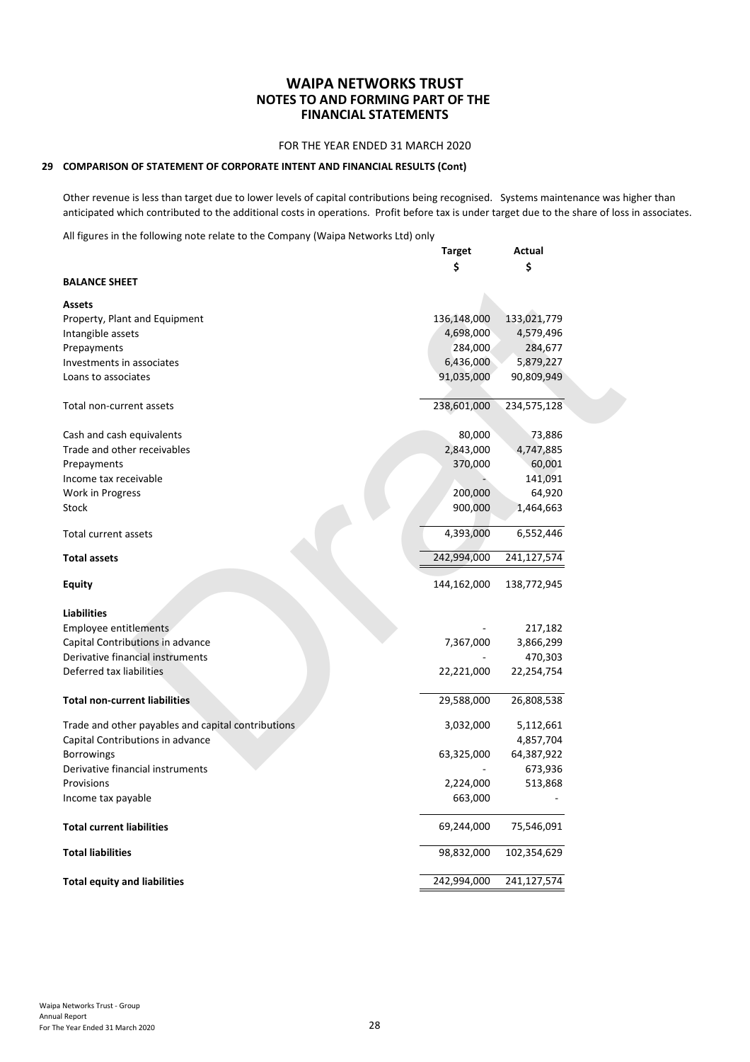# WAIPA NETWORKS TRUST
## NOTES TO AND FORMING PART OF THE FINANCIAL STATEMENTS

FOR THE YEAR ENDED 31 MARCH 2020

### 29 COMPARISON OF STATEMENT OF CORPORATE INTENT AND FINANCIAL RESULTS (Cont)

Other revenue is less than target due to lower levels of capital contributions being recognised. Systems maintenance was higher than anticipated which contributed to the additional costs in operations. Profit before tax is under target due to the share of loss in associates.

All figures in the following note relate to the Company (Waipa Networks Ltd) only

| | Target | Actual |
|---|---|---|
| | $ | $ |
| **BALANCE SHEET** | | |
| **Assets** | | |
| Property, Plant and Equipment | 136,148,000 | 133,021,779 |
| Intangible assets | 4,698,000 | 4,579,496 |
| Prepayments | 284,000 | 284,677 |
| Investments in associates | 6,436,000 | 5,879,227 |
| Loans to associates | 91,035,000 | 90,809,949 |
| Total non-current assets | 238,601,000 | 234,575,128 |
| Cash and cash equivalents | 80,000 | 73,886 |
| Trade and other receivables | 2,843,000 | 4,747,885 |
| Prepayments | 370,000 | 60,001 |
| Income tax receivable | - | 141,091 |
| Work in Progress | 200,000 | 64,920 |
| Stock | 900,000 | 1,464,663 |
| Total current assets | 4,393,000 | 6,552,446 |
| **Total assets** | 242,994,000 | 241,127,574 |
| **Equity** | 144,162,000 | 138,772,945 |
| **Liabilities** | | |
| Employee entitlements | - | 217,182 |
| Capital Contributions in advance | 7,367,000 | 3,866,299 |
| Derivative financial instruments | - | 470,303 |
| Deferred tax liabilities | 22,221,000 | 22,254,754 |
| **Total non-current liabilities** | 29,588,000 | 26,808,538 |
| Trade and other payables and capital contributions | 3,032,000 | 5,112,661 |
| Capital Contributions in advance | | 4,857,704 |
| Borrowings | 63,325,000 | 64,387,922 |
| Derivative financial instruments | - | 673,936 |
| Provisions | 2,224,000 | 513,868 |
| Income tax payable | 663,000 | - |
| **Total current liabilities** | 69,244,000 | 75,546,091 |
| **Total liabilities** | 98,832,000 | 102,354,629 |
| **Total equity and liabilities** | 242,994,000 | 241,127,574 |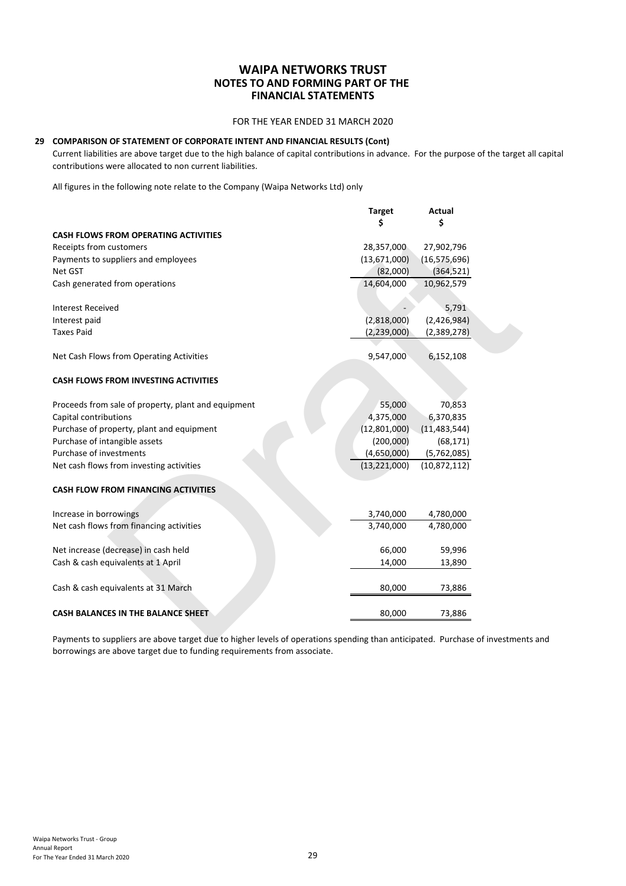# WAIPA NETWORKS TRUST
## NOTES TO AND FORMING PART OF THE FINANCIAL STATEMENTS

FOR THE YEAR ENDED 31 MARCH 2020

### 29 COMPARISON OF STATEMENT OF CORPORATE INTENT AND FINANCIAL RESULTS (Cont)

Current liabilities are above target due to the high balance of capital contributions in advance. For the purpose of the target all capital contributions were allocated to non current liabilities.

All figures in the following note relate to the Company (Waipa Networks Ltd) only

| | Target<br>$ | Actual<br>$ |
|---|---|---|
| **CASH FLOWS FROM OPERATING ACTIVITIES** | | |
| Receipts from customers | 28,357,000 | 27,902,796 |
| Payments to suppliers and employees | (13,671,000) | (16,575,696) |
| Net GST | (82,000) | (364,521) |
| Cash generated from operations | 14,604,000 | 10,962,579 |
| | | |
| Interest Received | - | 5,791 |
| Interest paid | (2,818,000) | (2,426,984) |
| Taxes Paid | (2,239,000) | (2,389,278) |
| | | |
| Net Cash Flows from Operating Activities | 9,547,000 | 6,152,108 |
| | | |
| **CASH FLOWS FROM INVESTING ACTIVITIES** | | |
| | | |
| Proceeds from sale of property, plant and equipment | 55,000 | 70,853 |
| Capital contributions | 4,375,000 | 6,370,835 |
| Purchase of property, plant and equipment | (12,801,000) | (11,483,544) |
| Purchase of intangible assets | (200,000) | (68,171) |
| Purchase of investments | (4,650,000) | (5,762,085) |
| Net cash flows from investing activities | (13,221,000) | (10,872,112) |
| | | |
| **CASH FLOW FROM FINANCING ACTIVITIES** | | |
| | | |
| Increase in borrowings | 3,740,000 | 4,780,000 |
| Net cash flows from financing activities | 3,740,000 | 4,780,000 |
| | | |
| Net increase (decrease) in cash held | 66,000 | 59,996 |
| Cash & cash equivalents at 1 April | 14,000 | 13,890 |
| | | |
| Cash & cash equivalents at 31 March | 80,000 | 73,886 |
| | | |
| **CASH BALANCES IN THE BALANCE SHEET** | 80,000 | 73,886 |

Payments to suppliers are above target due to higher levels of operations spending than anticipated. Purchase of investments and borrowings are above target due to funding requirements from associate.